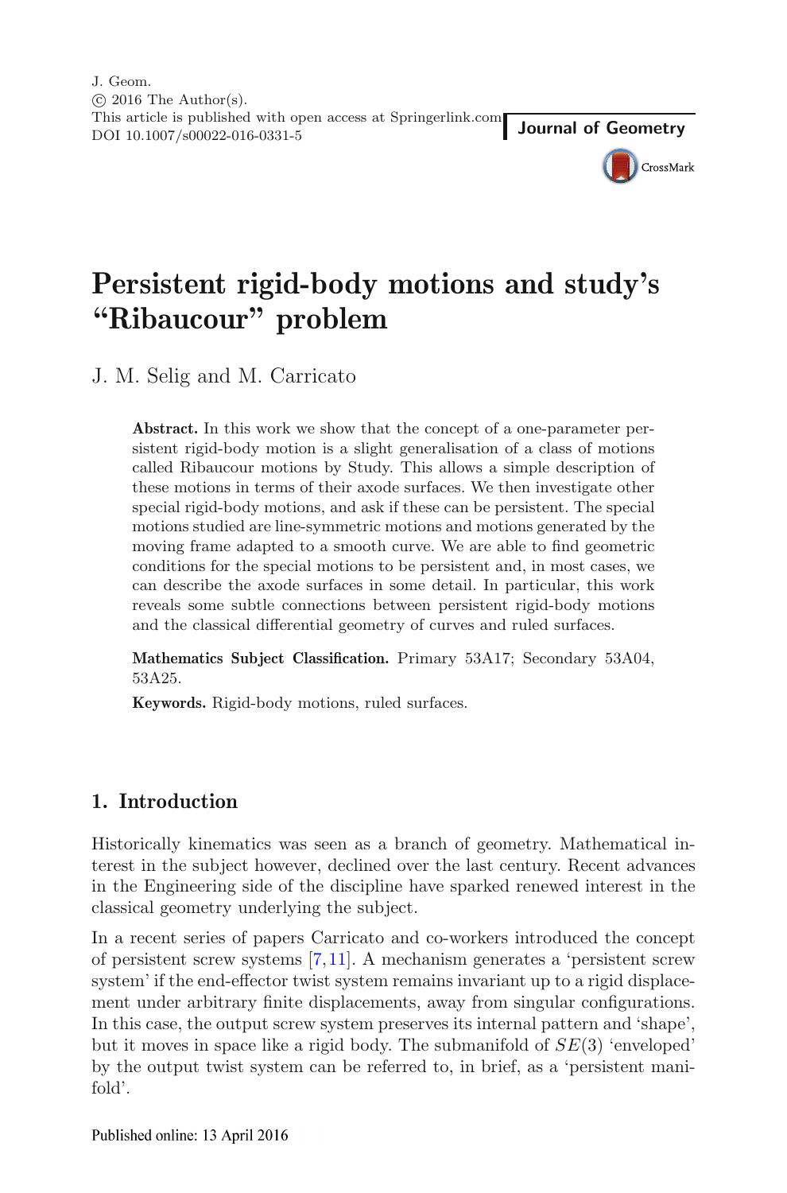J. Geom.
© 2016 The Author(s).
This article is published with open access at Springerlink.com
DOI 10.1007/s00022-016-0331-5

**Journal of Geometry**

# Persistent rigid-body motions and study's "Ribaucour" problem

J. M. Selig and M. Carricato

**Abstract.** In this work we show that the concept of a one-parameter persistent rigid-body motion is a slight generalisation of a class of motions called Ribaucour motions by Study. This allows a simple description of these motions in terms of their axode surfaces. We then investigate other special rigid-body motions, and ask if these can be persistent. The special motions studied are line-symmetric motions and motions generated by the moving frame adapted to a smooth curve. We are able to find geometric conditions for the special motions to be persistent and, in most cases, we can describe the axode surfaces in some detail. In particular, this work reveals some subtle connections between persistent rigid-body motions and the classical differential geometry of curves and ruled surfaces.

**Mathematics Subject Classification.** Primary 53A17; Secondary 53A04, 53A25.

**Keywords.** Rigid-body motions, ruled surfaces.

## 1. Introduction

Historically kinematics was seen as a branch of geometry. Mathematical interest in the subject however, declined over the last century. Recent advances in the Engineering side of the discipline have sparked renewed interest in the classical geometry underlying the subject.

In a recent series of papers Carricato and co-workers introduced the concept of persistent screw systems [7,11]. A mechanism generates a 'persistent screw system' if the end-effector twist system remains invariant up to a rigid displacement under arbitrary finite displacements, away from singular configurations. In this case, the output screw system preserves its internal pattern and 'shape', but it moves in space like a rigid body. The submanifold of $SE(3)$ 'enveloped' by the output twist system can be referred to, in brief, as a 'persistent manifold'.

Published online: 13 April 2016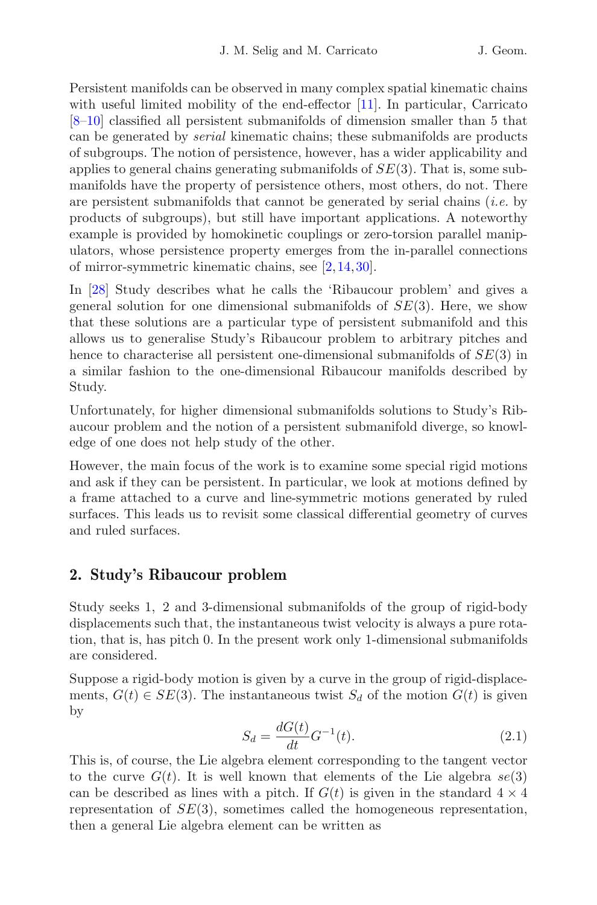Persistent manifolds can be observed in many complex spatial kinematic chains with useful limited mobility of the end-effector [11]. In particular, Carricato [8–10] classified all persistent submanifolds of dimension smaller than 5 that can be generated by *serial* kinematic chains; these submanifolds are products of subgroups. The notion of persistence, however, has a wider applicability and applies to general chains generating submanifolds of $SE(3)$. That is, some submanifolds have the property of persistence others, most others, do not. There are persistent submanifolds that cannot be generated by serial chains (*i.e.* by products of subgroups), but still have important applications. A noteworthy example is provided by homokinetic couplings or zero-torsion parallel manipulators, whose persistence property emerges from the in-parallel connections of mirror-symmetric kinematic chains, see [2,14,30].

In [28] Study describes what he calls the 'Ribaucour problem' and gives a general solution for one dimensional submanifolds of $SE(3)$. Here, we show that these solutions are a particular type of persistent submanifold and this allows us to generalise Study's Ribaucour problem to arbitrary pitches and hence to characterise all persistent one-dimensional submanifolds of $SE(3)$ in a similar fashion to the one-dimensional Ribaucour manifolds described by Study.

Unfortunately, for higher dimensional submanifolds solutions to Study's Ribaucour problem and the notion of a persistent submanifold diverge, so knowledge of one does not help study of the other.

However, the main focus of the work is to examine some special rigid motions and ask if they can be persistent. In particular, we look at motions defined by a frame attached to a curve and line-symmetric motions generated by ruled surfaces. This leads us to revisit some classical differential geometry of curves and ruled surfaces.

## 2. Study's Ribaucour problem

Study seeks 1, 2 and 3-dimensional submanifolds of the group of rigid-body displacements such that, the instantaneous twist velocity is always a pure rotation, that is, has pitch 0. In the present work only 1-dimensional submanifolds are considered.

Suppose a rigid-body motion is given by a curve in the group of rigid-displacements, $G(t) \in SE(3)$. The instantaneous twist $S_d$ of the motion $G(t)$ is given by

$$S_d = \frac{dG(t)}{dt} G^{-1}(t). \tag{2.1}$$

This is, of course, the Lie algebra element corresponding to the tangent vector to the curve $G(t)$. It is well known that elements of the Lie algebra $se(3)$ can be described as lines with a pitch. If $G(t)$ is given in the standard $4 \times 4$ representation of $SE(3)$, sometimes called the homogeneous representation, then a general Lie algebra element can be written as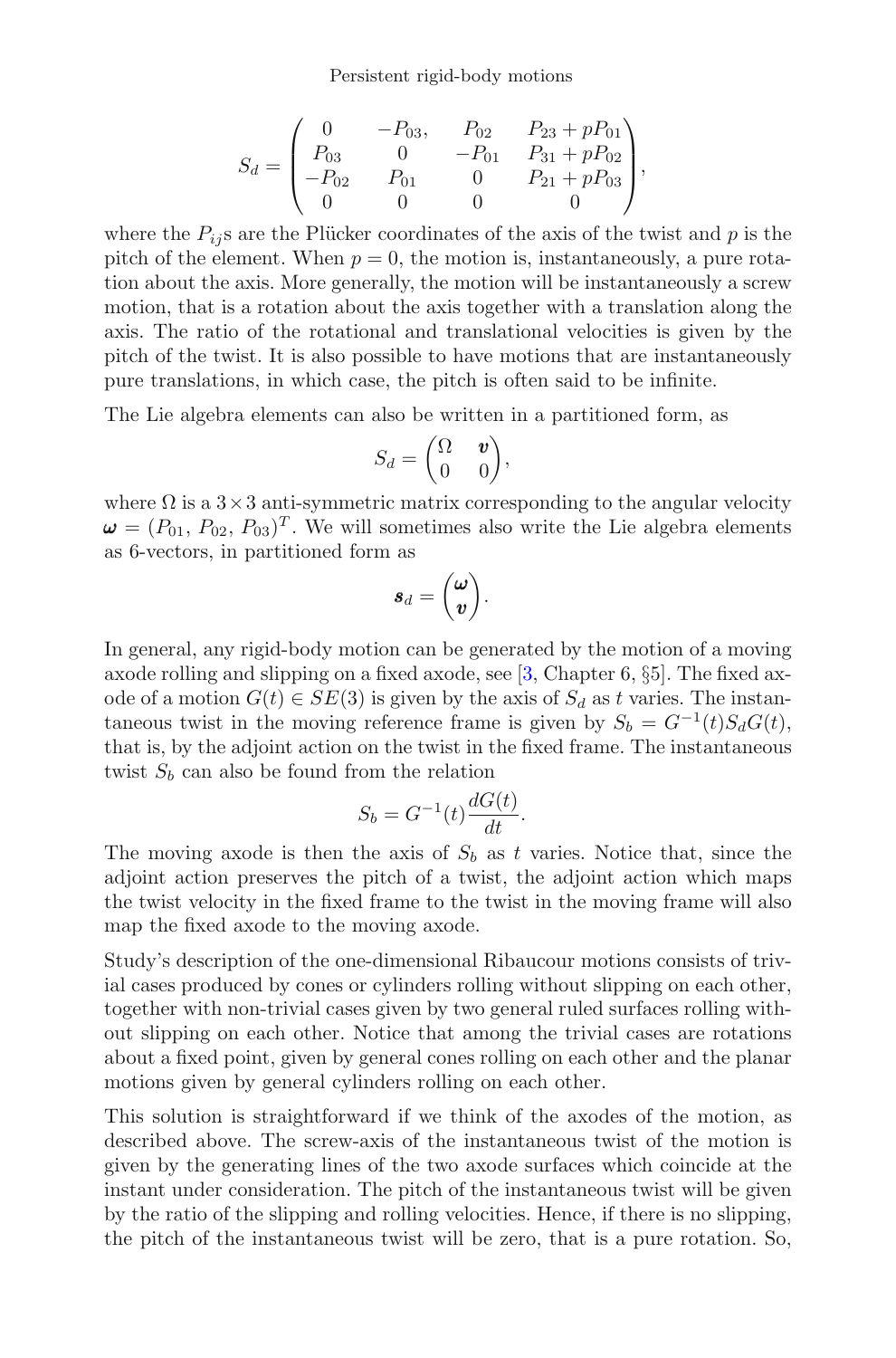$$S_d = \begin{pmatrix} 0 & -P_{03}, & P_{02} & P_{23} + pP_{01} \\ P_{03} & 0 & -P_{01} & P_{31} + pP_{02} \\ -P_{02} & P_{01} & 0 & P_{21} + pP_{03} \\ 0 & 0 & 0 & 0 \end{pmatrix},$$

where the $P_{ij}$s are the Plücker coordinates of the axis of the twist and $p$ is the pitch of the element. When $p = 0$, the motion is, instantaneously, a pure rotation about the axis. More generally, the motion will be instantaneously a screw motion, that is a rotation about the axis together with a translation along the axis. The ratio of the rotational and translational velocities is given by the pitch of the twist. It is also possible to have motions that are instantaneously pure translations, in which case, the pitch is often said to be infinite.

The Lie algebra elements can also be written in a partitioned form, as

$$S_d = \begin{pmatrix} \Omega & \boldsymbol{v} \\ 0 & 0 \end{pmatrix},$$

where $\Omega$ is a $3 \times 3$ anti-symmetric matrix corresponding to the angular velocity $\boldsymbol{\omega} = (P_{01}, P_{02}, P_{03})^T$. We will sometimes also write the Lie algebra elements as 6-vectors, in partitioned form as

$$\boldsymbol{s}_d = \begin{pmatrix} \boldsymbol{\omega} \\ \boldsymbol{v} \end{pmatrix}.$$

In general, any rigid-body motion can be generated by the motion of a moving axode rolling and slipping on a fixed axode, see [3, Chapter 6, §5]. The fixed axode of a motion $G(t) \in SE(3)$ is given by the axis of $S_d$ as $t$ varies. The instantaneous twist in the moving reference frame is given by $S_b = G^{-1}(t)S_dG(t)$, that is, by the adjoint action on the twist in the fixed frame. The instantaneous twist $S_b$ can also be found from the relation

$$S_b = G^{-1}(t)\frac{dG(t)}{dt}.$$

The moving axode is then the axis of $S_b$ as $t$ varies. Notice that, since the adjoint action preserves the pitch of a twist, the adjoint action which maps the twist velocity in the fixed frame to the twist in the moving frame will also map the fixed axode to the moving axode.

Study's description of the one-dimensional Ribaucour motions consists of trivial cases produced by cones or cylinders rolling without slipping on each other, together with non-trivial cases given by two general ruled surfaces rolling without slipping on each other. Notice that among the trivial cases are rotations about a fixed point, given by general cones rolling on each other and the planar motions given by general cylinders rolling on each other.

This solution is straightforward if we think of the axodes of the motion, as described above. The screw-axis of the instantaneous twist of the motion is given by the generating lines of the two axode surfaces which coincide at the instant under consideration. The pitch of the instantaneous twist will be given by the ratio of the slipping and rolling velocities. Hence, if there is no slipping, the pitch of the instantaneous twist will be zero, that is a pure rotation. So,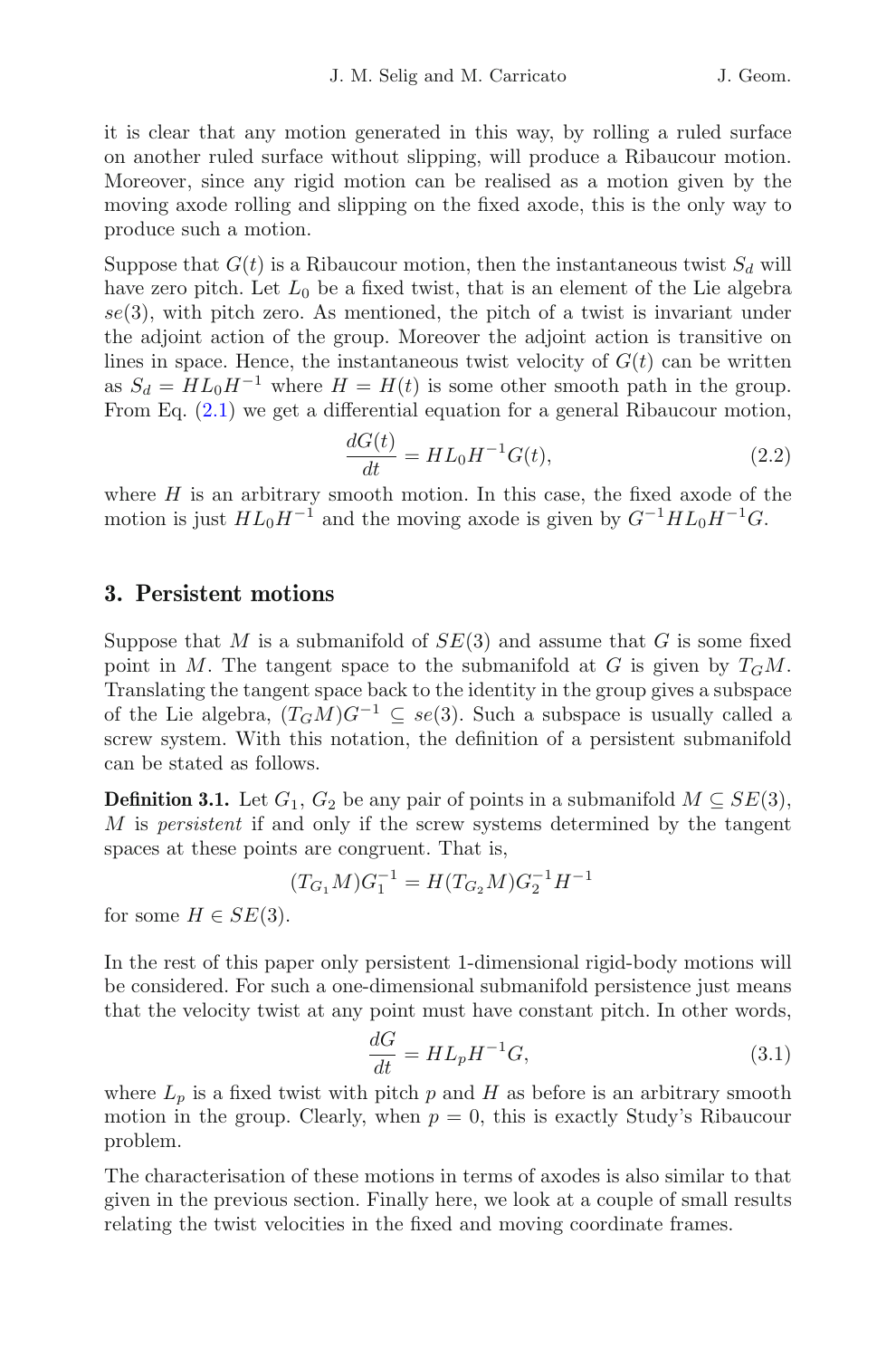it is clear that any motion generated in this way, by rolling a ruled surface on another ruled surface without slipping, will produce a Ribaucour motion. Moreover, since any rigid motion can be realised as a motion given by the moving axode rolling and slipping on the fixed axode, this is the only way to produce such a motion.

Suppose that $G(t)$ is a Ribaucour motion, then the instantaneous twist $S_d$ will have zero pitch. Let $L_0$ be a fixed twist, that is an element of the Lie algebra $se(3)$, with pitch zero. As mentioned, the pitch of a twist is invariant under the adjoint action of the group. Moreover the adjoint action is transitive on lines in space. Hence, the instantaneous twist velocity of $G(t)$ can be written as $S_d = HL_0H^{-1}$ where $H = H(t)$ is some other smooth path in the group. From Eq. (2.1) we get a differential equation for a general Ribaucour motion,

$$\frac{dG(t)}{dt} = HL_0H^{-1}G(t), \tag{2.2}$$

where $H$ is an arbitrary smooth motion. In this case, the fixed axode of the motion is just $HL_0H^{-1}$ and the moving axode is given by $G^{-1}HL_0H^{-1}G$.

## 3. Persistent motions

Suppose that $M$ is a submanifold of $SE(3)$ and assume that $G$ is some fixed point in $M$. The tangent space to the submanifold at $G$ is given by $T_GM$. Translating the tangent space back to the identity in the group gives a subspace of the Lie algebra, $(T_GM)G^{-1} \subseteq se(3)$. Such a subspace is usually called a screw system. With this notation, the definition of a persistent submanifold can be stated as follows.

**Definition 3.1.** Let $G_1$, $G_2$ be any pair of points in a submanifold $M \subseteq SE(3)$, $M$ is *persistent* if and only if the screw systems determined by the tangent spaces at these points are congruent. That is,

$$(T_{G_1}M)G_1^{-1} = H(T_{G_2}M)G_2^{-1}H^{-1}$$

for some $H \in SE(3)$.

In the rest of this paper only persistent 1-dimensional rigid-body motions will be considered. For such a one-dimensional submanifold persistence just means that the velocity twist at any point must have constant pitch. In other words,

$$\frac{dG}{dt} = HL_pH^{-1}G, \tag{3.1}$$

where $L_p$ is a fixed twist with pitch $p$ and $H$ as before is an arbitrary smooth motion in the group. Clearly, when $p = 0$, this is exactly Study's Ribaucour problem.

The characterisation of these motions in terms of axodes is also similar to that given in the previous section. Finally here, we look at a couple of small results relating the twist velocities in the fixed and moving coordinate frames.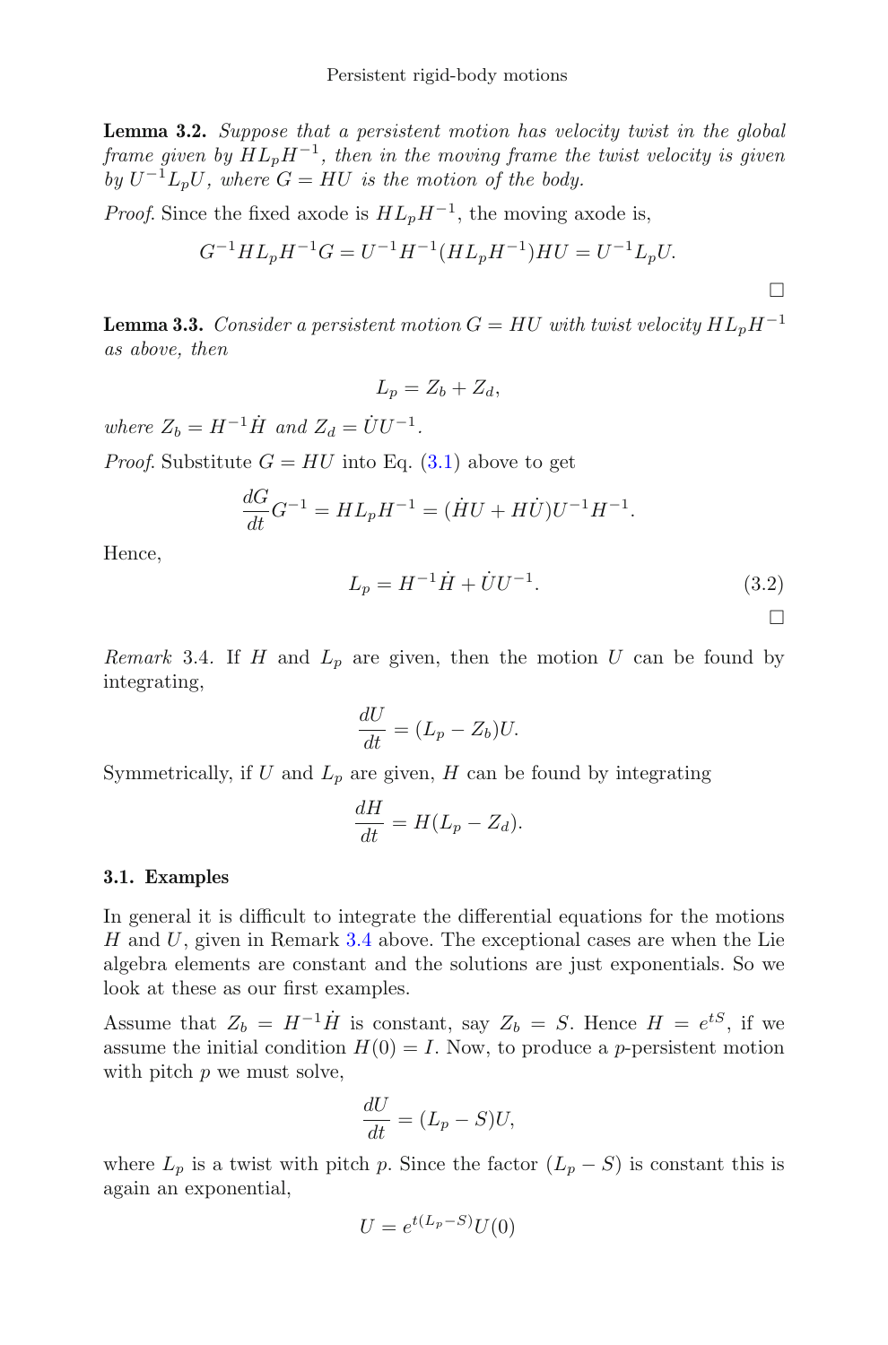**Lemma 3.2.** *Suppose that a persistent motion has velocity twist in the global frame given by $HL_pH^{-1}$, then in the moving frame the twist velocity is given by $U^{-1}L_pU$, where $G = HU$ is the motion of the body.*

*Proof.* Since the fixed axode is $HL_pH^{-1}$, the moving axode is,

$$G^{-1}HL_pH^{-1}G = U^{-1}H^{-1}(HL_pH^{-1})HU = U^{-1}L_pU.$$

$\square$

**Lemma 3.3.** *Consider a persistent motion $G = HU$ with twist velocity $HL_pH^{-1}$ as above, then*

$$L_p = Z_b + Z_d,$$

*where $Z_b = H^{-1}\dot{H}$ and $Z_d = \dot{U}U^{-1}$.*

*Proof.* Substitute $G = HU$ into Eq. (3.1) above to get

$$\frac{dG}{dt}G^{-1} = HL_pH^{-1} = (\dot{H}U + H\dot{U})U^{-1}H^{-1}.$$

Hence,

$$L_p = H^{-1}\dot{H} + \dot{U}U^{-1}. \tag{3.2}$$

$\square$

*Remark* 3.4. If $H$ and $L_p$ are given, then the motion $U$ can be found by integrating,

$$\frac{dU}{dt} = (L_p - Z_b)U.$$

Symmetrically, if $U$ and $L_p$ are given, $H$ can be found by integrating

$$\frac{dH}{dt} = H(L_p - Z_d).$$

### 3.1. Examples

In general it is difficult to integrate the differential equations for the motions $H$ and $U$, given in Remark 3.4 above. The exceptional cases are when the Lie algebra elements are constant and the solutions are just exponentials. So we look at these as our first examples.

Assume that $Z_b = H^{-1}\dot{H}$ is constant, say $Z_b = S$. Hence $H = e^{tS}$, if we assume the initial condition $H(0) = I$. Now, to produce a $p$-persistent motion with pitch $p$ we must solve,

$$\frac{dU}{dt} = (L_p - S)U,$$

where $L_p$ is a twist with pitch $p$. Since the factor $(L_p - S)$ is constant this is again an exponential,

$$U = e^{t(L_p - S)}U(0)$$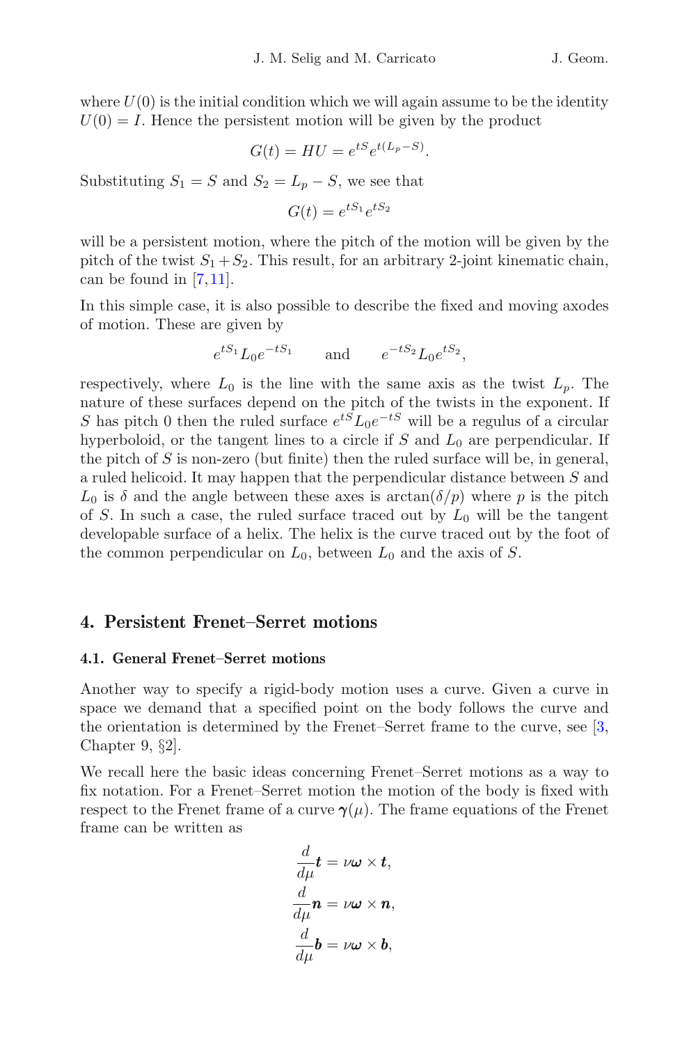where $U(0)$ is the initial condition which we will again assume to be the identity $U(0) = I$. Hence the persistent motion will be given by the product

$$G(t) = HU = e^{tS}e^{t(L_p - S)}.$$

Substituting $S_1 = S$ and $S_2 = L_p - S$, we see that

$$G(t) = e^{tS_1}e^{tS_2}$$

will be a persistent motion, where the pitch of the motion will be given by the pitch of the twist $S_1 + S_2$. This result, for an arbitrary 2-joint kinematic chain, can be found in [7,11].

In this simple case, it is also possible to describe the fixed and moving axodes of motion. These are given by

$$e^{tS_1}L_0e^{-tS_1} \qquad \text{and} \qquad e^{-tS_2}L_0e^{tS_2},$$

respectively, where $L_0$ is the line with the same axis as the twist $L_p$. The nature of these surfaces depend on the pitch of the twists in the exponent. If $S$ has pitch 0 then the ruled surface $e^{tS}L_0e^{-tS}$ will be a regulus of a circular hyperboloid, or the tangent lines to a circle if $S$ and $L_0$ are perpendicular. If the pitch of $S$ is non-zero (but finite) then the ruled surface will be, in general, a ruled helicoid. It may happen that the perpendicular distance between $S$ and $L_0$ is $\delta$ and the angle between these axes is $\arctan(\delta/p)$ where $p$ is the pitch of $S$. In such a case, the ruled surface traced out by $L_0$ will be the tangent developable surface of a helix. The helix is the curve traced out by the foot of the common perpendicular on $L_0$, between $L_0$ and the axis of $S$.

## 4. Persistent Frenet–Serret motions

### 4.1. General Frenet–Serret motions

Another way to specify a rigid-body motion uses a curve. Given a curve in space we demand that a specified point on the body follows the curve and the orientation is determined by the Frenet–Serret frame to the curve, see [3, Chapter 9, §2].

We recall here the basic ideas concerning Frenet–Serret motions as a way to fix notation. For a Frenet–Serret motion the motion of the body is fixed with respect to the Frenet frame of a curve $\boldsymbol{\gamma}(\mu)$. The frame equations of the Frenet frame can be written as

$$\frac{d}{d\mu}\boldsymbol{t} = \nu\boldsymbol{\omega} \times \boldsymbol{t},$$
$$\frac{d}{d\mu}\boldsymbol{n} = \nu\boldsymbol{\omega} \times \boldsymbol{n},$$
$$\frac{d}{d\mu}\boldsymbol{b} = \nu\boldsymbol{\omega} \times \boldsymbol{b},$$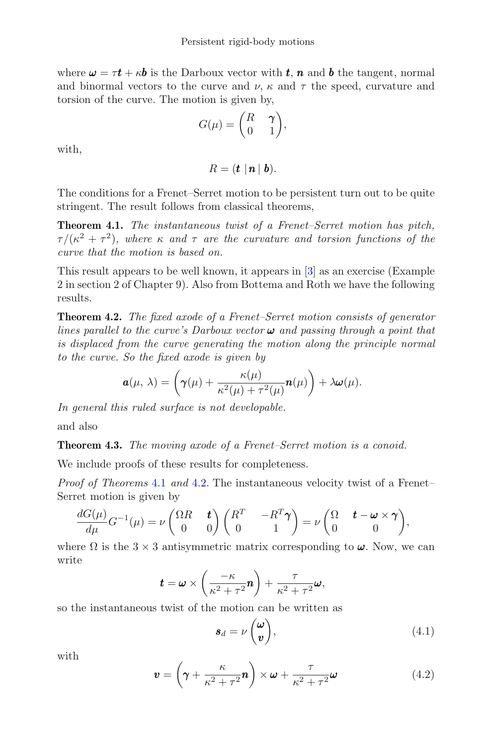where $\boldsymbol{\omega} = \tau \boldsymbol{t} + \kappa \boldsymbol{b}$ is the Darboux vector with $\boldsymbol{t}$, $\boldsymbol{n}$ and $\boldsymbol{b}$ the tangent, normal and binormal vectors to the curve and $\nu$, $\kappa$ and $\tau$ the speed, curvature and torsion of the curve. The motion is given by,

$$G(\mu) = \begin{pmatrix} R & \boldsymbol{\gamma} \\ 0 & 1 \end{pmatrix},$$

with,

$$R = (\boldsymbol{t} \mid \boldsymbol{n} \mid \boldsymbol{b}).$$

The conditions for a Frenet–Serret motion to be persistent turn out to be quite stringent. The result follows from classical theorems,

**Theorem 4.1.** *The instantaneous twist of a Frenet–Serret motion has pitch, $\tau/(\kappa^2 + \tau^2)$, where $\kappa$ and $\tau$ are the curvature and torsion functions of the curve that the motion is based on.*

This result appears to be well known, it appears in [3] as an exercise (Example 2 in section 2 of Chapter 9). Also from Bottema and Roth we have the following results.

**Theorem 4.2.** *The fixed axode of a Frenet–Serret motion consists of generator lines parallel to the curve's Darboux vector $\boldsymbol{\omega}$ and passing through a point that is displaced from the curve generating the motion along the principle normal to the curve. So the fixed axode is given by*

$$\boldsymbol{a}(\mu, \lambda) = \left( \boldsymbol{\gamma}(\mu) + \frac{\kappa(\mu)}{\kappa^2(\mu) + \tau^2(\mu)} \boldsymbol{n}(\mu) \right) + \lambda \boldsymbol{\omega}(\mu).$$

*In general this ruled surface is not developable.*

and also

**Theorem 4.3.** *The moving axode of a Frenet–Serret motion is a conoid.*

We include proofs of these results for completeness.

*Proof of Theorems 4.1 and 4.2.* The instantaneous velocity twist of a Frenet–Serret motion is given by

$$\frac{dG(\mu)}{d\mu} G^{-1}(\mu) = \nu \begin{pmatrix} \Omega R & \boldsymbol{t} \\ 0 & 0 \end{pmatrix} \begin{pmatrix} R^T & -R^T \boldsymbol{\gamma} \\ 0 & 1 \end{pmatrix} = \nu \begin{pmatrix} \Omega & \boldsymbol{t} - \boldsymbol{\omega} \times \boldsymbol{\gamma} \\ 0 & 0 \end{pmatrix},$$

where $\Omega$ is the $3 \times 3$ antisymmetric matrix corresponding to $\boldsymbol{\omega}$. Now, we can write

$$\boldsymbol{t} = \boldsymbol{\omega} \times \left( \frac{-\kappa}{\kappa^2 + \tau^2} \boldsymbol{n} \right) + \frac{\tau}{\kappa^2 + \tau^2} \boldsymbol{\omega},$$

so the instantaneous twist of the motion can be written as

$$\boldsymbol{s}_d = \nu \begin{pmatrix} \boldsymbol{\omega} \\ \boldsymbol{v} \end{pmatrix}, \tag{4.1}$$

with

$$\boldsymbol{v} = \left( \boldsymbol{\gamma} + \frac{\kappa}{\kappa^2 + \tau^2} \boldsymbol{n} \right) \times \boldsymbol{\omega} + \frac{\tau}{\kappa^2 + \tau^2} \boldsymbol{\omega} \tag{4.2}$$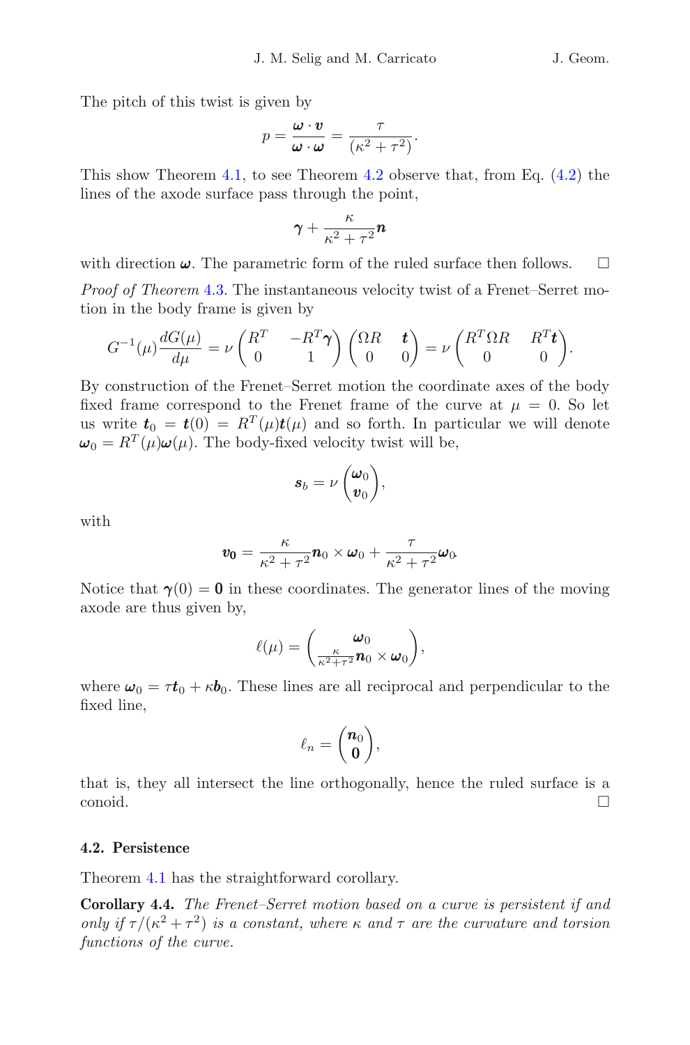The pitch of this twist is given by

$$p = \frac{\boldsymbol{\omega} \cdot \boldsymbol{v}}{\boldsymbol{\omega} \cdot \boldsymbol{\omega}} = \frac{\tau}{(\kappa^2 + \tau^2)}.$$

This show Theorem 4.1, to see Theorem 4.2 observe that, from Eq. (4.2) the lines of the axode surface pass through the point,

$$\boldsymbol{\gamma} + \frac{\kappa}{\kappa^2 + \tau^2}\boldsymbol{n}$$

with direction $\boldsymbol{\omega}$. The parametric form of the ruled surface then follows. $\square$

*Proof of Theorem* 4.3. The instantaneous velocity twist of a Frenet–Serret motion in the body frame is given by

$$G^{-1}(\mu)\frac{dG(\mu)}{d\mu} = \nu \begin{pmatrix} R^T & -R^T\boldsymbol{\gamma} \\ 0 & 1 \end{pmatrix} \begin{pmatrix} \Omega R & \boldsymbol{t} \\ 0 & 0 \end{pmatrix} = \nu \begin{pmatrix} R^T \Omega R & R^T \boldsymbol{t} \\ 0 & 0 \end{pmatrix}.$$

By construction of the Frenet–Serret motion the coordinate axes of the body fixed frame correspond to the Frenet frame of the curve at $\mu = 0$. So let us write $\boldsymbol{t}_0 = \boldsymbol{t}(0) = R^T(\mu)\boldsymbol{t}(\mu)$ and so forth. In particular we will denote $\boldsymbol{\omega}_0 = R^T(\mu)\boldsymbol{\omega}(\mu)$. The body-fixed velocity twist will be,

$$\boldsymbol{s}_b = \nu \begin{pmatrix} \boldsymbol{\omega}_0 \\ \boldsymbol{v}_0 \end{pmatrix},$$

with

$$\boldsymbol{v_0} = \frac{\kappa}{\kappa^2 + \tau^2}\boldsymbol{n}_0 \times \boldsymbol{\omega}_0 + \frac{\tau}{\kappa^2 + \tau^2}\boldsymbol{\omega}_0.$$

Notice that $\boldsymbol{\gamma}(0) = \boldsymbol{0}$ in these coordinates. The generator lines of the moving axode are thus given by,

$$\ell(\mu) = \begin{pmatrix} \boldsymbol{\omega}_0 \\ \frac{\kappa}{\kappa^2+\tau^2}\boldsymbol{n}_0 \times \boldsymbol{\omega}_0 \end{pmatrix},$$

where $\boldsymbol{\omega}_0 = \tau\boldsymbol{t}_0 + \kappa\boldsymbol{b}_0$. These lines are all reciprocal and perpendicular to the fixed line,

$$\ell_n = \begin{pmatrix} \boldsymbol{n}_0 \\ \boldsymbol{0} \end{pmatrix},$$

that is, they all intersect the line orthogonally, hence the ruled surface is a conoid. $\square$

### 4.2. Persistence

Theorem 4.1 has the straightforward corollary.

**Corollary 4.4.** *The Frenet–Serret motion based on a curve is persistent if and only if $\tau/(\kappa^2 + \tau^2)$ is a constant, where $\kappa$ and $\tau$ are the curvature and torsion functions of the curve.*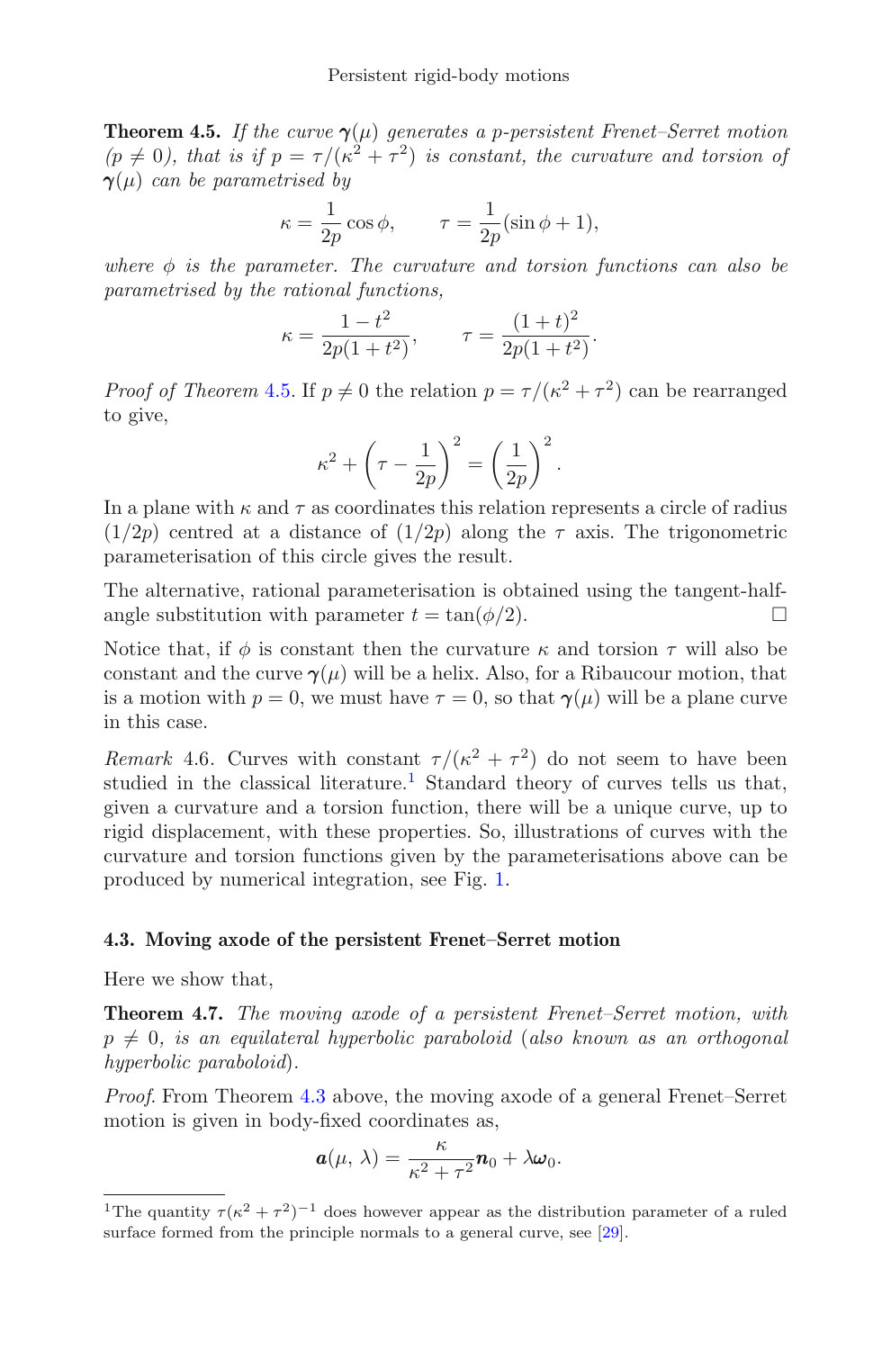**Theorem 4.5.** *If the curve $\boldsymbol{\gamma}(\mu)$ generates a p-persistent Frenet–Serret motion ($p \neq 0$), that is if $p = \tau/(\kappa^2 + \tau^2)$ is constant, the curvature and torsion of $\boldsymbol{\gamma}(\mu)$ can be parametrised by*

$$\kappa = \frac{1}{2p}\cos\phi, \qquad \tau = \frac{1}{2p}(\sin\phi + 1),$$

*where $\phi$ is the parameter. The curvature and torsion functions can also be parametrised by the rational functions,*

$$\kappa = \frac{1-t^2}{2p(1+t^2)}, \qquad \tau = \frac{(1+t)^2}{2p(1+t^2)}.$$

*Proof of Theorem 4.5.* If $p \neq 0$ the relation $p = \tau/(\kappa^2 + \tau^2)$ can be rearranged to give,

$$\kappa^2 + \left(\tau - \frac{1}{2p}\right)^2 = \left(\frac{1}{2p}\right)^2.$$

In a plane with $\kappa$ and $\tau$ as coordinates this relation represents a circle of radius $(1/2p)$ centred at a distance of $(1/2p)$ along the $\tau$ axis. The trigonometric parameterisation of this circle gives the result.

The alternative, rational parameterisation is obtained using the tangent-half-angle substitution with parameter $t = \tan(\phi/2)$. □

Notice that, if $\phi$ is constant then the curvature $\kappa$ and torsion $\tau$ will also be constant and the curve $\boldsymbol{\gamma}(\mu)$ will be a helix. Also, for a Ribaucour motion, that is a motion with $p = 0$, we must have $\tau = 0$, so that $\boldsymbol{\gamma}(\mu)$ will be a plane curve in this case.

*Remark* 4.6. Curves with constant $\tau/(\kappa^2 + \tau^2)$ do not seem to have been studied in the classical literature.[1] Standard theory of curves tells us that, given a curvature and a torsion function, there will be a unique curve, up to rigid displacement, with these properties. So, illustrations of curves with the curvature and torsion functions given by the parameterisations above can be produced by numerical integration, see Fig. 1.

### 4.3. Moving axode of the persistent Frenet–Serret motion

Here we show that,

**Theorem 4.7.** *The moving axode of a persistent Frenet–Serret motion, with $p \neq 0$, is an equilateral hyperbolic paraboloid (also known as an orthogonal hyperbolic paraboloid).*

*Proof.* From Theorem 4.3 above, the moving axode of a general Frenet–Serret motion is given in body-fixed coordinates as,

$$\boldsymbol{a}(\mu, \lambda) = \frac{\kappa}{\kappa^2 + \tau^2}\boldsymbol{n}_0 + \lambda\boldsymbol{\omega}_0.$$

[1] The quantity $\tau(\kappa^2 + \tau^2)^{-1}$ does however appear as the distribution parameter of a ruled surface formed from the principle normals to a general curve, see [29].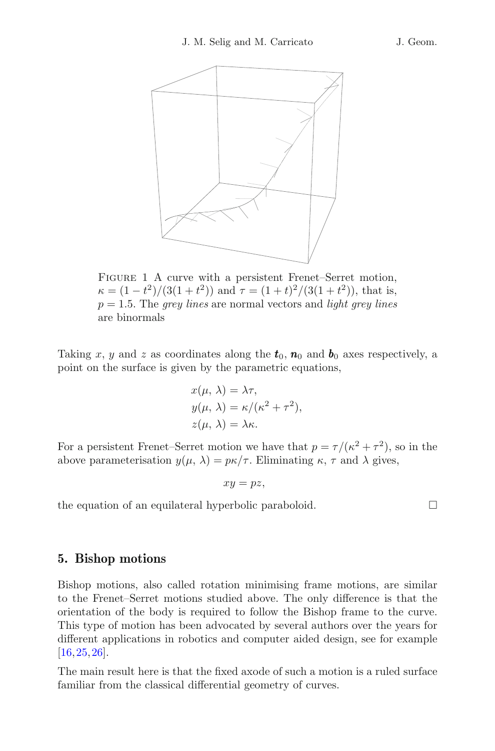FIGURE 1 A curve with a persistent Frenet–Serret motion, $\kappa = (1-t^2)/(3(1+t^2))$ and $\tau = (1+t)^2/(3(1+t^2))$, that is, $p = 1.5$. The *grey lines* are normal vectors and *light grey lines* are binormals

Taking $x$, $y$ and $z$ as coordinates along the $\boldsymbol{t}_0$, $\boldsymbol{n}_0$ and $\boldsymbol{b}_0$ axes respectively, a point on the surface is given by the parametric equations,

$$
\begin{aligned}
x(\mu, \lambda) &= \lambda\tau, \\
y(\mu, \lambda) &= \kappa/(\kappa^2 + \tau^2), \\
z(\mu, \lambda) &= \lambda\kappa.
\end{aligned}
$$

For a persistent Frenet–Serret motion we have that $p = \tau/(\kappa^2 + \tau^2)$, so in the above parameterisation $y(\mu, \lambda) = p\kappa/\tau$. Eliminating $\kappa$, $\tau$ and $\lambda$ gives,

$$
xy = pz,
$$

the equation of an equilateral hyperbolic paraboloid. □

## 5. Bishop motions

Bishop motions, also called rotation minimising frame motions, are similar to the Frenet–Serret motions studied above. The only difference is that the orientation of the body is required to follow the Bishop frame to the curve. This type of motion has been advocated by several authors over the years for different applications in robotics and computer aided design, see for example [16,25,26].

The main result here is that the fixed axode of such a motion is a ruled surface familiar from the classical differential geometry of curves.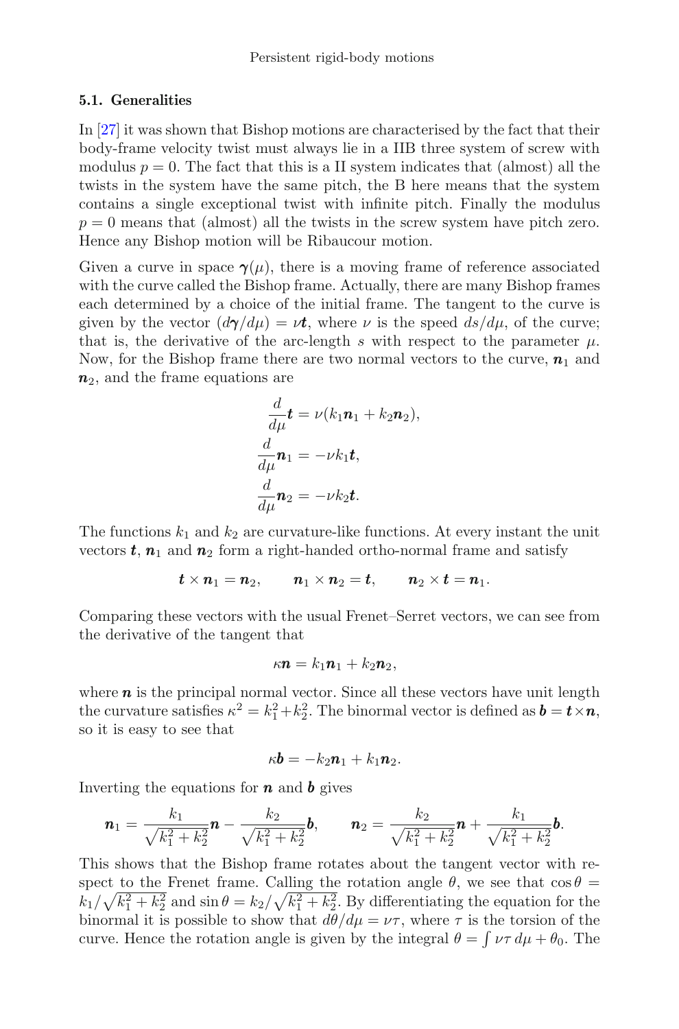### 5.1. Generalities

In [27] it was shown that Bishop motions are characterised by the fact that their body-frame velocity twist must always lie in a IIB three system of screw with modulus $p = 0$. The fact that this is a II system indicates that (almost) all the twists in the system have the same pitch, the B here means that the system contains a single exceptional twist with infinite pitch. Finally the modulus $p = 0$ means that (almost) all the twists in the screw system have pitch zero. Hence any Bishop motion will be Ribaucour motion.

Given a curve in space $\boldsymbol{\gamma}(\mu)$, there is a moving frame of reference associated with the curve called the Bishop frame. Actually, there are many Bishop frames each determined by a choice of the initial frame. The tangent to the curve is given by the vector $(d\boldsymbol{\gamma}/d\mu) = \nu\boldsymbol{t}$, where $\nu$ is the speed $ds/d\mu$, of the curve; that is, the derivative of the arc-length $s$ with respect to the parameter $\mu$. Now, for the Bishop frame there are two normal vectors to the curve, $\boldsymbol{n}_1$ and $\boldsymbol{n}_2$, and the frame equations are

$$\frac{d}{d\mu}\boldsymbol{t} = \nu(k_1\boldsymbol{n}_1 + k_2\boldsymbol{n}_2),$$
$$\frac{d}{d\mu}\boldsymbol{n}_1 = -\nu k_1\boldsymbol{t},$$
$$\frac{d}{d\mu}\boldsymbol{n}_2 = -\nu k_2\boldsymbol{t}.$$

The functions $k_1$ and $k_2$ are curvature-like functions. At every instant the unit vectors $\boldsymbol{t}$, $\boldsymbol{n}_1$ and $\boldsymbol{n}_2$ form a right-handed ortho-normal frame and satisfy

$$\boldsymbol{t} \times \boldsymbol{n}_1 = \boldsymbol{n}_2, \qquad \boldsymbol{n}_1 \times \boldsymbol{n}_2 = \boldsymbol{t}, \qquad \boldsymbol{n}_2 \times \boldsymbol{t} = \boldsymbol{n}_1.$$

Comparing these vectors with the usual Frenet–Serret vectors, we can see from the derivative of the tangent that

$$\kappa\boldsymbol{n} = k_1\boldsymbol{n}_1 + k_2\boldsymbol{n}_2,$$

where $\boldsymbol{n}$ is the principal normal vector. Since all these vectors have unit length the curvature satisfies $\kappa^2 = k_1^2 + k_2^2$. The binormal vector is defined as $\boldsymbol{b} = \boldsymbol{t} \times \boldsymbol{n}$, so it is easy to see that

$$\kappa\boldsymbol{b} = -k_2\boldsymbol{n}_1 + k_1\boldsymbol{n}_2.$$

Inverting the equations for $\boldsymbol{n}$ and $\boldsymbol{b}$ gives

$$\boldsymbol{n}_1 = \frac{k_1}{\sqrt{k_1^2 + k_2^2}}\boldsymbol{n} - \frac{k_2}{\sqrt{k_1^2 + k_2^2}}\boldsymbol{b}, \qquad \boldsymbol{n}_2 = \frac{k_2}{\sqrt{k_1^2 + k_2^2}}\boldsymbol{n} + \frac{k_1}{\sqrt{k_1^2 + k_2^2}}\boldsymbol{b}.$$

This shows that the Bishop frame rotates about the tangent vector with respect to the Frenet frame. Calling the rotation angle $\theta$, we see that $\cos\theta = k_1/\sqrt{k_1^2 + k_2^2}$ and $\sin\theta = k_2/\sqrt{k_1^2 + k_2^2}$. By differentiating the equation for the binormal it is possible to show that $d\theta/d\mu = \nu\tau$, where $\tau$ is the torsion of the curve. Hence the rotation angle is given by the integral $\theta = \int \nu\tau\, d\mu + \theta_0$. The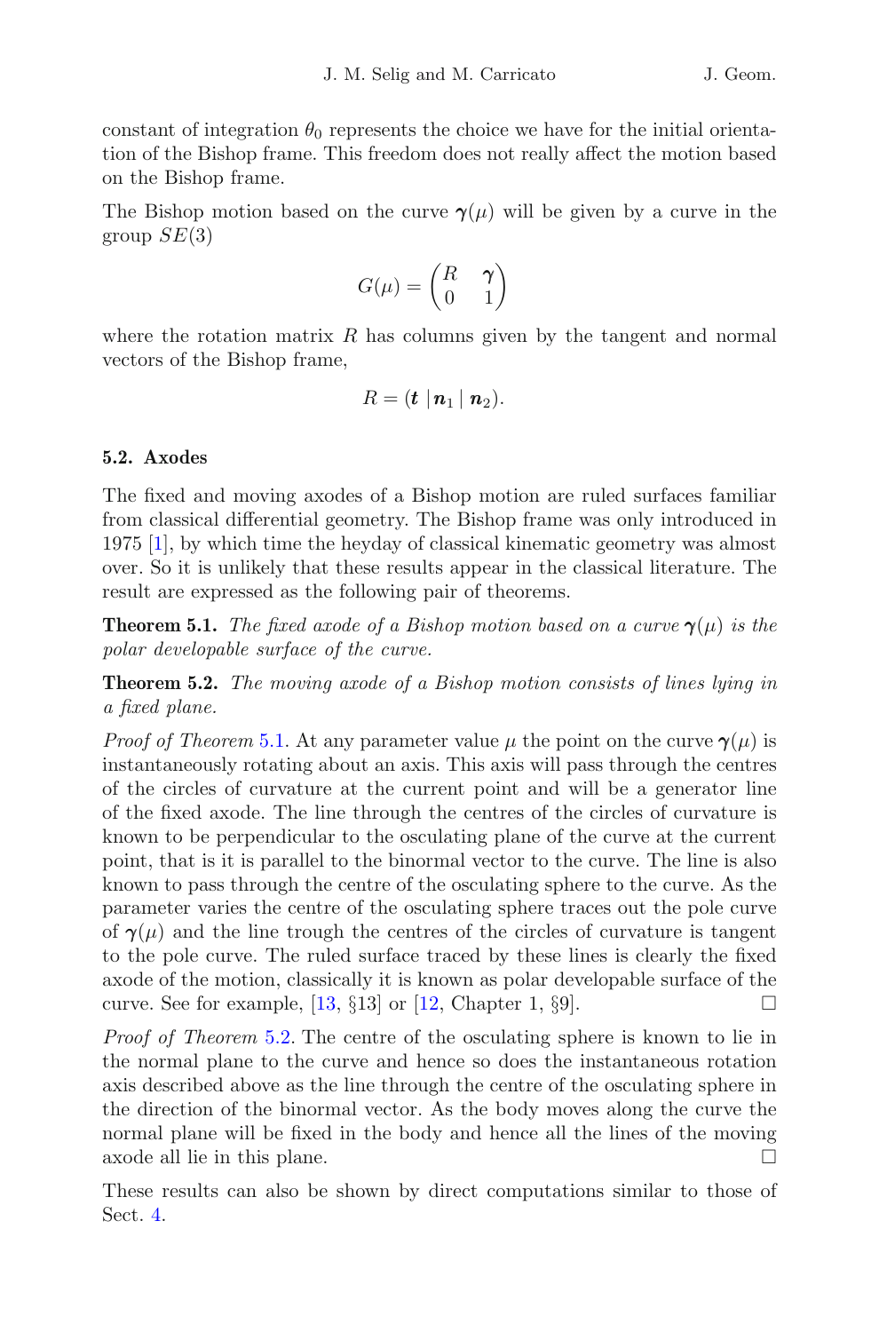constant of integration $\theta_0$ represents the choice we have for the initial orientation of the Bishop frame. This freedom does not really affect the motion based on the Bishop frame.

The Bishop motion based on the curve $\boldsymbol{\gamma}(\mu)$ will be given by a curve in the group $SE(3)$

$$G(\mu) = \begin{pmatrix} R & \boldsymbol{\gamma} \\ 0 & 1 \end{pmatrix}$$

where the rotation matrix $R$ has columns given by the tangent and normal vectors of the Bishop frame,

$$R = (\boldsymbol{t} \mid \boldsymbol{n}_1 \mid \boldsymbol{n}_2).$$

### 5.2. Axodes

The fixed and moving axodes of a Bishop motion are ruled surfaces familiar from classical differential geometry. The Bishop frame was only introduced in 1975 [1], by which time the heyday of classical kinematic geometry was almost over. So it is unlikely that these results appear in the classical literature. The result are expressed as the following pair of theorems.

**Theorem 5.1.** *The fixed axode of a Bishop motion based on a curve $\boldsymbol{\gamma}(\mu)$ is the polar developable surface of the curve.*

**Theorem 5.2.** *The moving axode of a Bishop motion consists of lines lying in a fixed plane.*

*Proof of Theorem 5.1.* At any parameter value $\mu$ the point on the curve $\boldsymbol{\gamma}(\mu)$ is instantaneously rotating about an axis. This axis will pass through the centres of the circles of curvature at the current point and will be a generator line of the fixed axode. The line through the centres of the circles of curvature is known to be perpendicular to the osculating plane of the curve at the current point, that is it is parallel to the binormal vector to the curve. The line is also known to pass through the centre of the osculating sphere to the curve. As the parameter varies the centre of the osculating sphere traces out the pole curve of $\boldsymbol{\gamma}(\mu)$ and the line trough the centres of the circles of curvature is tangent to the pole curve. The ruled surface traced by these lines is clearly the fixed axode of the motion, classically it is known as polar developable surface of the curve. See for example, [13, §13] or [12, Chapter 1, §9]. □

*Proof of Theorem 5.2.* The centre of the osculating sphere is known to lie in the normal plane to the curve and hence so does the instantaneous rotation axis described above as the line through the centre of the osculating sphere in the direction of the binormal vector. As the body moves along the curve the normal plane will be fixed in the body and hence all the lines of the moving axode all lie in this plane. □

These results can also be shown by direct computations similar to those of Sect. 4.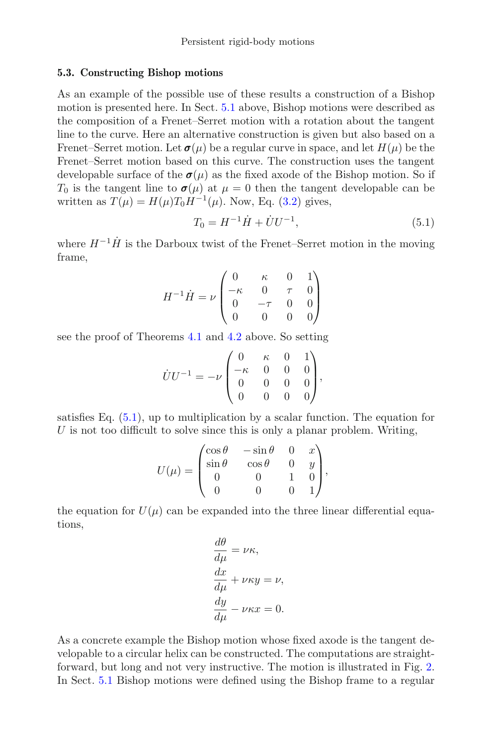### 5.3. Constructing Bishop motions

As an example of the possible use of these results a construction of a Bishop motion is presented here. In Sect. 5.1 above, Bishop motions were described as the composition of a Frenet–Serret motion with a rotation about the tangent line to the curve. Here an alternative construction is given but also based on a Frenet–Serret motion. Let $\boldsymbol{\sigma}(\mu)$ be a regular curve in space, and let $H(\mu)$ be the Frenet–Serret motion based on this curve. The construction uses the tangent developable surface of the $\boldsymbol{\sigma}(\mu)$ as the fixed axode of the Bishop motion. So if $T_0$ is the tangent line to $\boldsymbol{\sigma}(\mu)$ at $\mu = 0$ then the tangent developable can be written as $T(\mu) = H(\mu)T_0H^{-1}(\mu)$. Now, Eq. (3.2) gives,

$$T_0 = H^{-1}\dot{H} + \dot{U}U^{-1}, \tag{5.1}$$

where $H^{-1}\dot{H}$ is the Darboux twist of the Frenet–Serret motion in the moving frame,

$$H^{-1}\dot{H} = \nu \begin{pmatrix} 0 & \kappa & 0 & 1 \\ -\kappa & 0 & \tau & 0 \\ 0 & -\tau & 0 & 0 \\ 0 & 0 & 0 & 0 \end{pmatrix}$$

see the proof of Theorems 4.1 and 4.2 above. So setting

$$\dot{U}U^{-1} = -\nu \begin{pmatrix} 0 & \kappa & 0 & 1 \\ -\kappa & 0 & 0 & 0 \\ 0 & 0 & 0 & 0 \\ 0 & 0 & 0 & 0 \end{pmatrix},$$

satisfies Eq. (5.1), up to multiplication by a scalar function. The equation for $U$ is not too difficult to solve since this is only a planar problem. Writing,

$$U(\mu) = \begin{pmatrix} \cos\theta & -\sin\theta & 0 & x \\ \sin\theta & \cos\theta & 0 & y \\ 0 & 0 & 1 & 0 \\ 0 & 0 & 0 & 1 \end{pmatrix},$$

the equation for $U(\mu)$ can be expanded into the three linear differential equations,

$$\frac{d\theta}{d\mu} = \nu\kappa,$$
$$\frac{dx}{d\mu} + \nu\kappa y = \nu,$$
$$\frac{dy}{d\mu} - \nu\kappa x = 0.$$

As a concrete example the Bishop motion whose fixed axode is the tangent developable to a circular helix can be constructed. The computations are straightforward, but long and not very instructive. The motion is illustrated in Fig. 2. In Sect. 5.1 Bishop motions were defined using the Bishop frame to a regular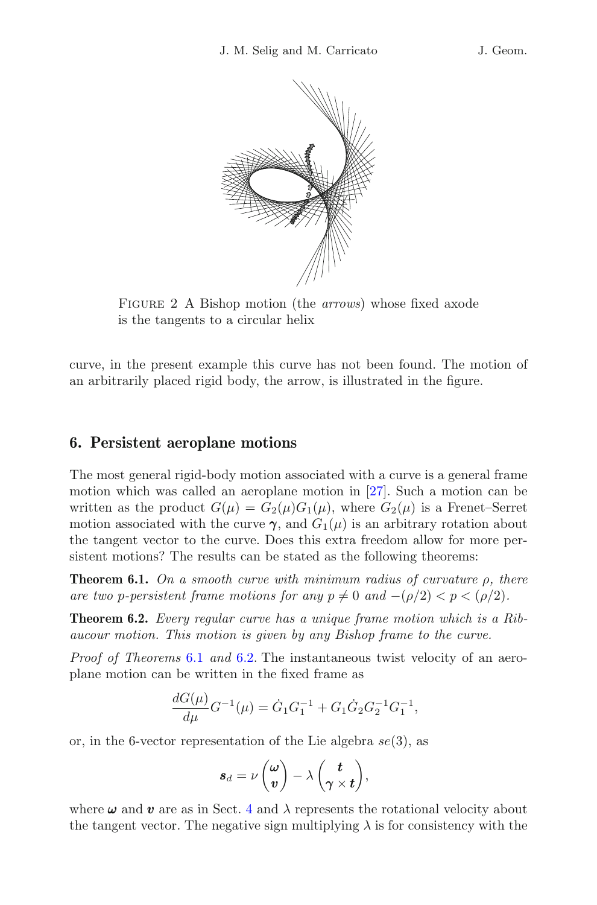FIGURE 2 A Bishop motion (the *arrows*) whose fixed axode is the tangents to a circular helix

curve, in the present example this curve has not been found. The motion of an arbitrarily placed rigid body, the arrow, is illustrated in the figure.

## 6. Persistent aeroplane motions

The most general rigid-body motion associated with a curve is a general frame motion which was called an aeroplane motion in [27]. Such a motion can be written as the product $G(\mu) = G_2(\mu)G_1(\mu)$, where $G_2(\mu)$ is a Frenet–Serret motion associated with the curve $\boldsymbol{\gamma}$, and $G_1(\mu)$ is an arbitrary rotation about the tangent vector to the curve. Does this extra freedom allow for more persistent motions? The results can be stated as the following theorems:

**Theorem 6.1.** *On a smooth curve with minimum radius of curvature $\rho$, there are two p-persistent frame motions for any $p \neq 0$ and $-(\rho/2) < p < (\rho/2)$.*

**Theorem 6.2.** *Every regular curve has a unique frame motion which is a Ribaucour motion. This motion is given by any Bishop frame to the curve.*

*Proof of Theorems* 6.1 *and* 6.2. The instantaneous twist velocity of an aeroplane motion can be written in the fixed frame as

$$\frac{dG(\mu)}{d\mu}G^{-1}(\mu) = \dot{G}_1 G_1^{-1} + G_1 \dot{G}_2 G_2^{-1} G_1^{-1},$$

or, in the 6-vector representation of the Lie algebra $se(3)$, as

$$\boldsymbol{s}_d = \nu \begin{pmatrix} \boldsymbol{\omega} \\ \boldsymbol{v} \end{pmatrix} - \lambda \begin{pmatrix} \boldsymbol{t} \\ \boldsymbol{\gamma} \times \boldsymbol{t} \end{pmatrix},$$

where $\boldsymbol{\omega}$ and $\boldsymbol{v}$ are as in Sect. 4 and $\lambda$ represents the rotational velocity about the tangent vector. The negative sign multiplying $\lambda$ is for consistency with the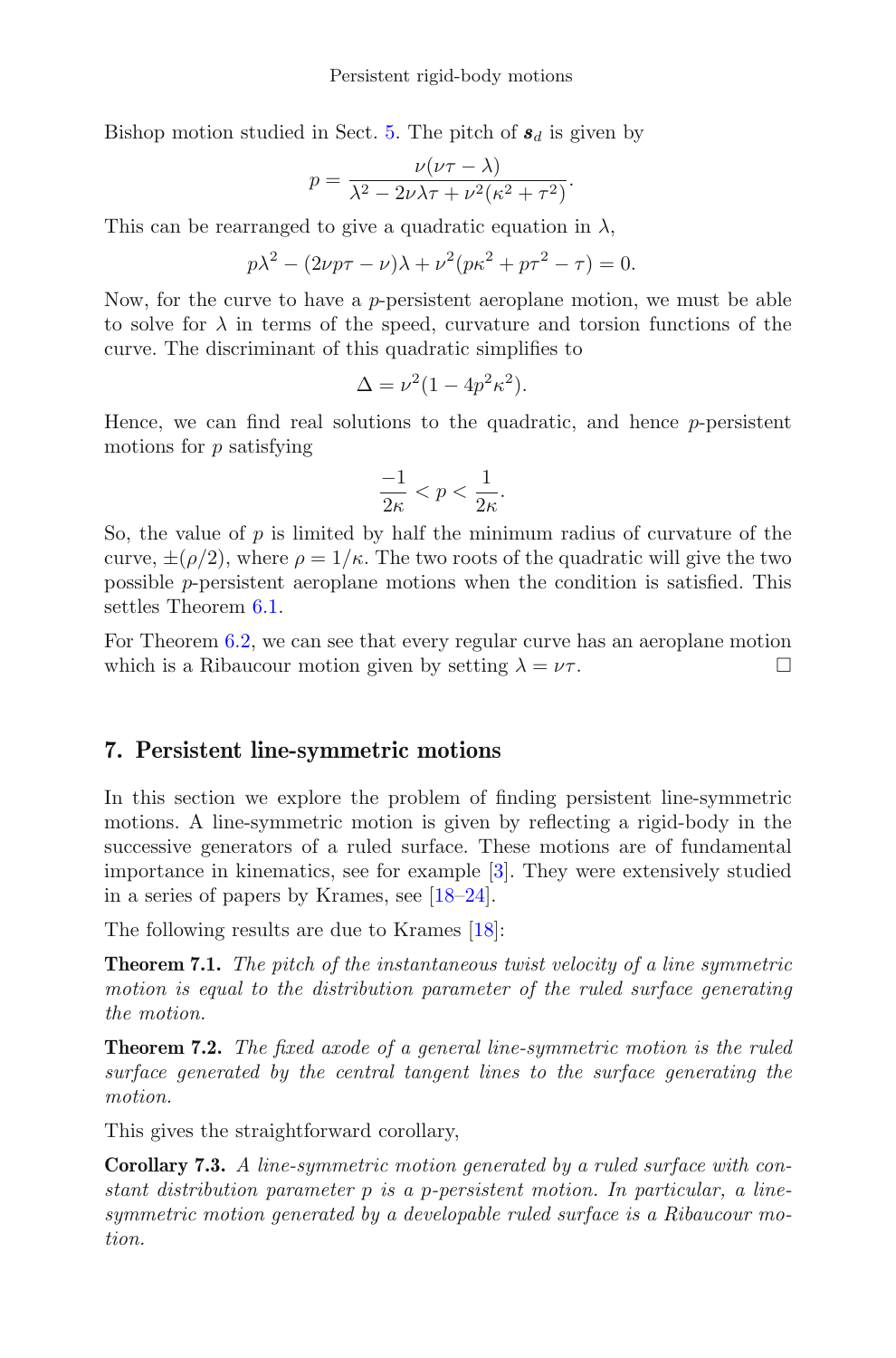Bishop motion studied in Sect. 5. The pitch of $\boldsymbol{s}_d$ is given by

$$p = \frac{\nu(\nu\tau - \lambda)}{\lambda^2 - 2\nu\lambda\tau + \nu^2(\kappa^2 + \tau^2)}.$$

This can be rearranged to give a quadratic equation in $\lambda$,

$$p\lambda^2 - (2\nu p\tau - \nu)\lambda + \nu^2(p\kappa^2 + p\tau^2 - \tau) = 0.$$

Now, for the curve to have a $p$-persistent aeroplane motion, we must be able to solve for $\lambda$ in terms of the speed, curvature and torsion functions of the curve. The discriminant of this quadratic simplifies to

$$\Delta = \nu^2(1 - 4p^2\kappa^2).$$

Hence, we can find real solutions to the quadratic, and hence $p$-persistent motions for $p$ satisfying

$$\frac{-1}{2\kappa} < p < \frac{1}{2\kappa}.$$

So, the value of $p$ is limited by half the minimum radius of curvature of the curve, $\pm(\rho/2)$, where $\rho = 1/\kappa$. The two roots of the quadratic will give the two possible $p$-persistent aeroplane motions when the condition is satisfied. This settles Theorem 6.1.

For Theorem 6.2, we can see that every regular curve has an aeroplane motion which is a Ribaucour motion given by setting $\lambda = \nu\tau$. □

## 7. Persistent line-symmetric motions

In this section we explore the problem of finding persistent line-symmetric motions. A line-symmetric motion is given by reflecting a rigid-body in the successive generators of a ruled surface. These motions are of fundamental importance in kinematics, see for example [3]. They were extensively studied in a series of papers by Krames, see [18–24].

The following results are due to Krames [18]:

**Theorem 7.1.** *The pitch of the instantaneous twist velocity of a line symmetric motion is equal to the distribution parameter of the ruled surface generating the motion.*

**Theorem 7.2.** *The fixed axode of a general line-symmetric motion is the ruled surface generated by the central tangent lines to the surface generating the motion.*

This gives the straightforward corollary,

**Corollary 7.3.** *A line-symmetric motion generated by a ruled surface with constant distribution parameter $p$ is a $p$-persistent motion. In particular, a line-symmetric motion generated by a developable ruled surface is a Ribaucour motion.*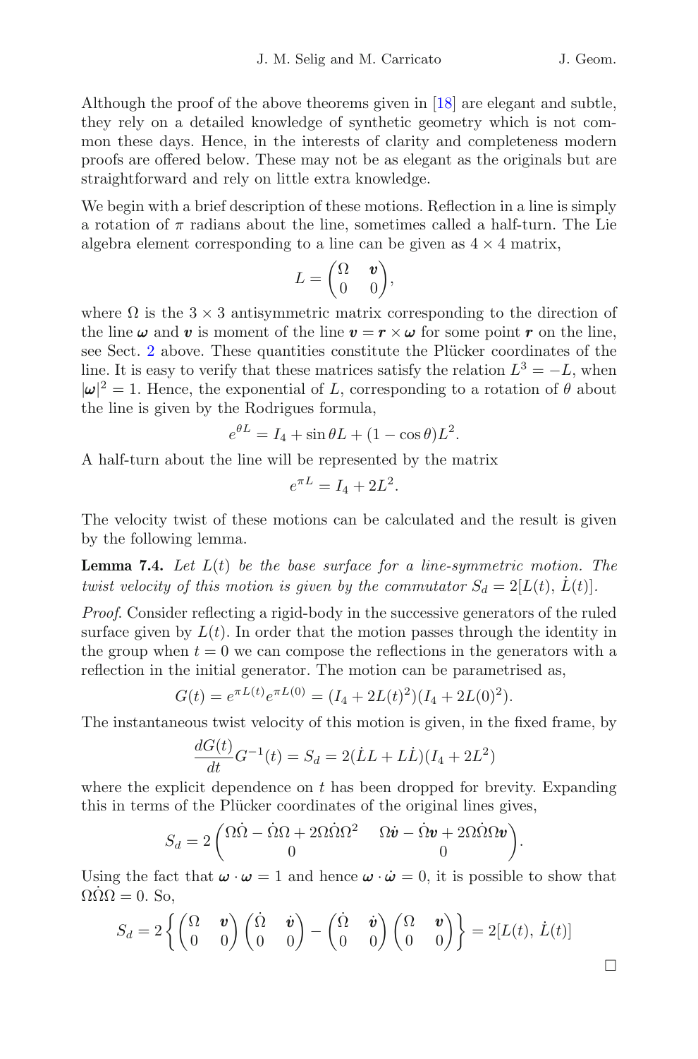Although the proof of the above theorems given in [18] are elegant and subtle, they rely on a detailed knowledge of synthetic geometry which is not common these days. Hence, in the interests of clarity and completeness modern proofs are offered below. These may not be as elegant as the originals but are straightforward and rely on little extra knowledge.

We begin with a brief description of these motions. Reflection in a line is simply a rotation of $\pi$ radians about the line, sometimes called a half-turn. The Lie algebra element corresponding to a line can be given as $4 \times 4$ matrix,

$$L = \begin{pmatrix} \Omega & \boldsymbol{v} \\ 0 & 0 \end{pmatrix},$$

where $\Omega$ is the $3 \times 3$ antisymmetric matrix corresponding to the direction of the line $\boldsymbol{\omega}$ and $\boldsymbol{v}$ is moment of the line $\boldsymbol{v} = \boldsymbol{r} \times \boldsymbol{\omega}$ for some point $\boldsymbol{r}$ on the line, see Sect. 2 above. These quantities constitute the Plücker coordinates of the line. It is easy to verify that these matrices satisfy the relation $L^3 = -L$, when $|\boldsymbol{\omega}|^2 = 1$. Hence, the exponential of $L$, corresponding to a rotation of $\theta$ about the line is given by the Rodrigues formula,

$$e^{\theta L} = I_4 + \sin\theta L + (1 - \cos\theta) L^2.$$

A half-turn about the line will be represented by the matrix

$$e^{\pi L} = I_4 + 2L^2.$$

The velocity twist of these motions can be calculated and the result is given by the following lemma.

**Lemma 7.4.** *Let $L(t)$ be the base surface for a line-symmetric motion. The twist velocity of this motion is given by the commutator $S_d = 2[L(t), \dot{L}(t)]$.*

*Proof.* Consider reflecting a rigid-body in the successive generators of the ruled surface given by $L(t)$. In order that the motion passes through the identity in the group when $t = 0$ we can compose the reflections in the generators with a reflection in the initial generator. The motion can be parametrised as,

$$G(t) = e^{\pi L(t)} e^{\pi L(0)} = (I_4 + 2L(t)^2)(I_4 + 2L(0)^2).$$

The instantaneous twist velocity of this motion is given, in the fixed frame, by

$$\frac{dG(t)}{dt} G^{-1}(t) = S_d = 2(\dot{L}L + L\dot{L})(I_4 + 2L^2)$$

where the explicit dependence on $t$ has been dropped for brevity. Expanding this in terms of the Plücker coordinates of the original lines gives,

$$S_d = 2 \begin{pmatrix} \Omega\dot{\Omega} - \dot{\Omega}\Omega + 2\Omega\dot{\Omega}\Omega^2 & \Omega\dot{\boldsymbol{v}} - \dot{\Omega}\boldsymbol{v} + 2\Omega\dot{\Omega}\Omega\boldsymbol{v} \\ 0 & 0 \end{pmatrix}.$$

Using the fact that $\boldsymbol{\omega} \cdot \boldsymbol{\omega} = 1$ and hence $\boldsymbol{\omega} \cdot \dot{\boldsymbol{\omega}} = 0$, it is possible to show that $\Omega\dot{\Omega}\Omega = 0$. So,

$$S_d = 2 \left\{ \begin{pmatrix} \Omega & \boldsymbol{v} \\ 0 & 0 \end{pmatrix} \begin{pmatrix} \dot{\Omega} & \dot{\boldsymbol{v}} \\ 0 & 0 \end{pmatrix} - \begin{pmatrix} \dot{\Omega} & \dot{\boldsymbol{v}} \\ 0 & 0 \end{pmatrix} \begin{pmatrix} \Omega & \boldsymbol{v} \\ 0 & 0 \end{pmatrix} \right\} = 2[L(t), \dot{L}(t)]$$

$\square$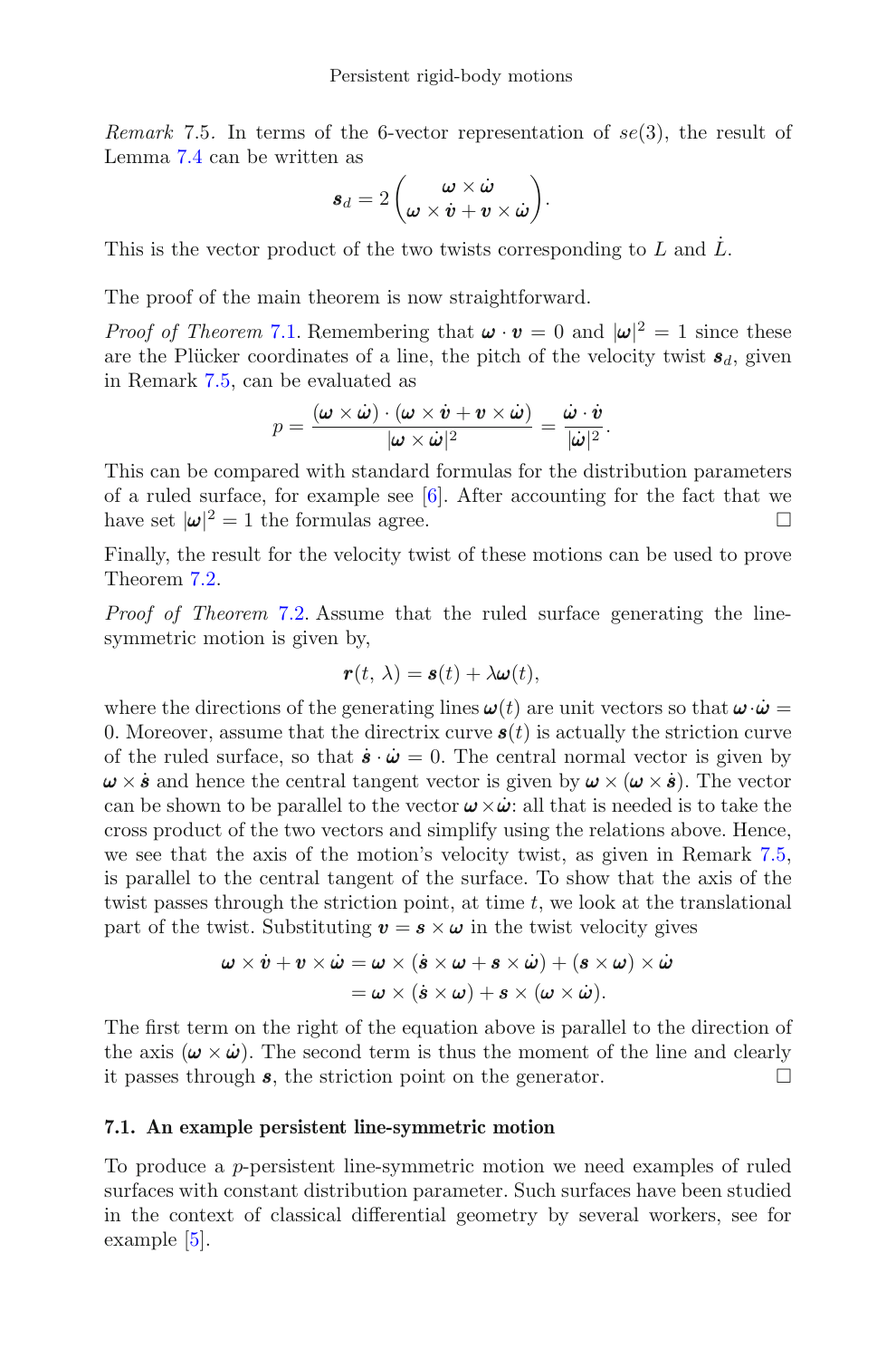*Remark* 7.5. In terms of the 6-vector representation of $se(3)$, the result of Lemma 7.4 can be written as

$$\boldsymbol{s}_d = 2\begin{pmatrix} \boldsymbol{\omega} \times \dot{\boldsymbol{\omega}} \\ \boldsymbol{\omega} \times \dot{\boldsymbol{v}} + \boldsymbol{v} \times \dot{\boldsymbol{\omega}} \end{pmatrix}.$$

This is the vector product of the two twists corresponding to $L$ and $\dot{L}$.

The proof of the main theorem is now straightforward.

*Proof of Theorem* 7.1. Remembering that $\boldsymbol{\omega} \cdot \boldsymbol{v} = 0$ and $|\boldsymbol{\omega}|^2 = 1$ since these are the Plücker coordinates of a line, the pitch of the velocity twist $\boldsymbol{s}_d$, given in Remark 7.5, can be evaluated as

$$p = \frac{(\boldsymbol{\omega} \times \dot{\boldsymbol{\omega}}) \cdot (\boldsymbol{\omega} \times \dot{\boldsymbol{v}} + \boldsymbol{v} \times \dot{\boldsymbol{\omega}})}{|\boldsymbol{\omega} \times \dot{\boldsymbol{\omega}}|^2} = \frac{\dot{\boldsymbol{\omega}} \cdot \dot{\boldsymbol{v}}}{|\dot{\boldsymbol{\omega}}|^2}.$$

This can be compared with standard formulas for the distribution parameters of a ruled surface, for example see [6]. After accounting for the fact that we have set $|\boldsymbol{\omega}|^2 = 1$ the formulas agree. □

Finally, the result for the velocity twist of these motions can be used to prove Theorem 7.2.

*Proof of Theorem* 7.2. Assume that the ruled surface generating the line-symmetric motion is given by,

$$\boldsymbol{r}(t, \lambda) = \boldsymbol{s}(t) + \lambda\boldsymbol{\omega}(t),$$

where the directions of the generating lines $\boldsymbol{\omega}(t)$ are unit vectors so that $\boldsymbol{\omega} \cdot \dot{\boldsymbol{\omega}} = 0$. Moreover, assume that the directrix curve $\boldsymbol{s}(t)$ is actually the striction curve of the ruled surface, so that $\dot{\boldsymbol{s}} \cdot \dot{\boldsymbol{\omega}} = 0$. The central normal vector is given by $\boldsymbol{\omega} \times \dot{\boldsymbol{s}}$ and hence the central tangent vector is given by $\boldsymbol{\omega} \times (\boldsymbol{\omega} \times \dot{\boldsymbol{s}})$. The vector can be shown to be parallel to the vector $\boldsymbol{\omega} \times \dot{\boldsymbol{\omega}}$: all that is needed is to take the cross product of the two vectors and simplify using the relations above. Hence, we see that the axis of the motion's velocity twist, as given in Remark 7.5, is parallel to the central tangent of the surface. To show that the axis of the twist passes through the striction point, at time $t$, we look at the translational part of the twist. Substituting $\boldsymbol{v} = \boldsymbol{s} \times \boldsymbol{\omega}$ in the twist velocity gives

$$\begin{aligned} \boldsymbol{\omega} \times \dot{\boldsymbol{v}} + \boldsymbol{v} \times \dot{\boldsymbol{\omega}} &= \boldsymbol{\omega} \times (\dot{\boldsymbol{s}} \times \boldsymbol{\omega} + \boldsymbol{s} \times \dot{\boldsymbol{\omega}}) + (\boldsymbol{s} \times \boldsymbol{\omega}) \times \dot{\boldsymbol{\omega}} \\ &= \boldsymbol{\omega} \times (\dot{\boldsymbol{s}} \times \boldsymbol{\omega}) + \boldsymbol{s} \times (\boldsymbol{\omega} \times \dot{\boldsymbol{\omega}}). \end{aligned}$$

The first term on the right of the equation above is parallel to the direction of the axis $(\boldsymbol{\omega} \times \dot{\boldsymbol{\omega}})$. The second term is thus the moment of the line and clearly it passes through $\boldsymbol{s}$, the striction point on the generator. □

### 7.1. An example persistent line-symmetric motion

To produce a $p$-persistent line-symmetric motion we need examples of ruled surfaces with constant distribution parameter. Such surfaces have been studied in the context of classical differential geometry by several workers, see for example [5].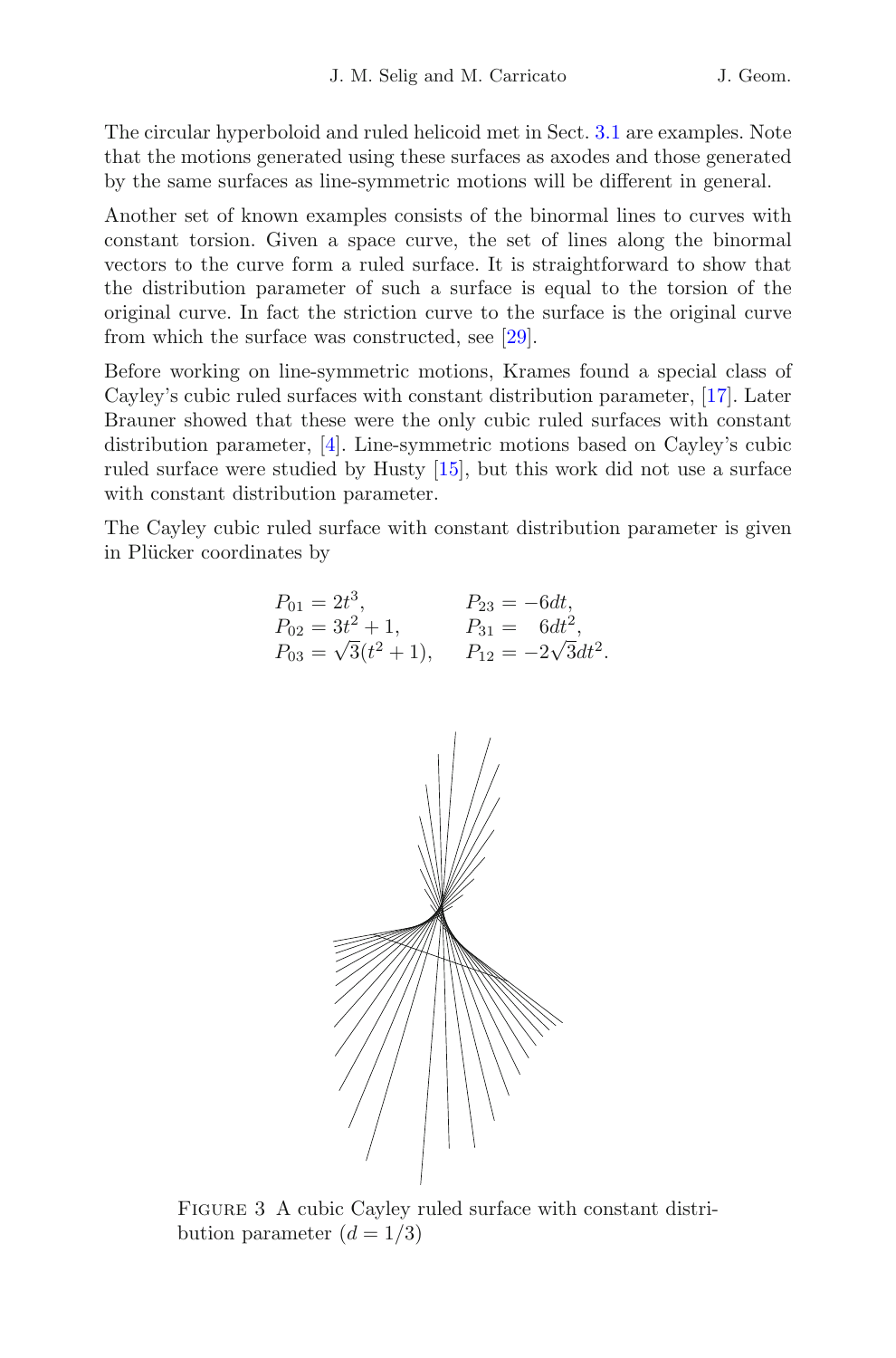The circular hyperboloid and ruled helicoid met in Sect. 3.1 are examples. Note that the motions generated using these surfaces as axodes and those generated by the same surfaces as line-symmetric motions will be different in general.

Another set of known examples consists of the binormal lines to curves with constant torsion. Given a space curve, the set of lines along the binormal vectors to the curve form a ruled surface. It is straightforward to show that the distribution parameter of such a surface is equal to the torsion of the original curve. In fact the striction curve to the surface is the original curve from which the surface was constructed, see [29].

Before working on line-symmetric motions, Krames found a special class of Cayley's cubic ruled surfaces with constant distribution parameter, [17]. Later Brauner showed that these were the only cubic ruled surfaces with constant distribution parameter, [4]. Line-symmetric motions based on Cayley's cubic ruled surface were studied by Husty [15], but this work did not use a surface with constant distribution parameter.

The Cayley cubic ruled surface with constant distribution parameter is given in Plücker coordinates by

$$
\begin{aligned}
P_{01} &= 2t^3, & P_{23} &= -6dt,\\
P_{02} &= 3t^2+1, & P_{31} &= \phantom{-}6dt^2,\\
P_{03} &= \sqrt{3}(t^2+1), & P_{12} &= -2\sqrt{3}dt^2.
\end{aligned}
$$

Figure 3 A cubic Cayley ruled surface with constant distribution parameter ($d = 1/3$)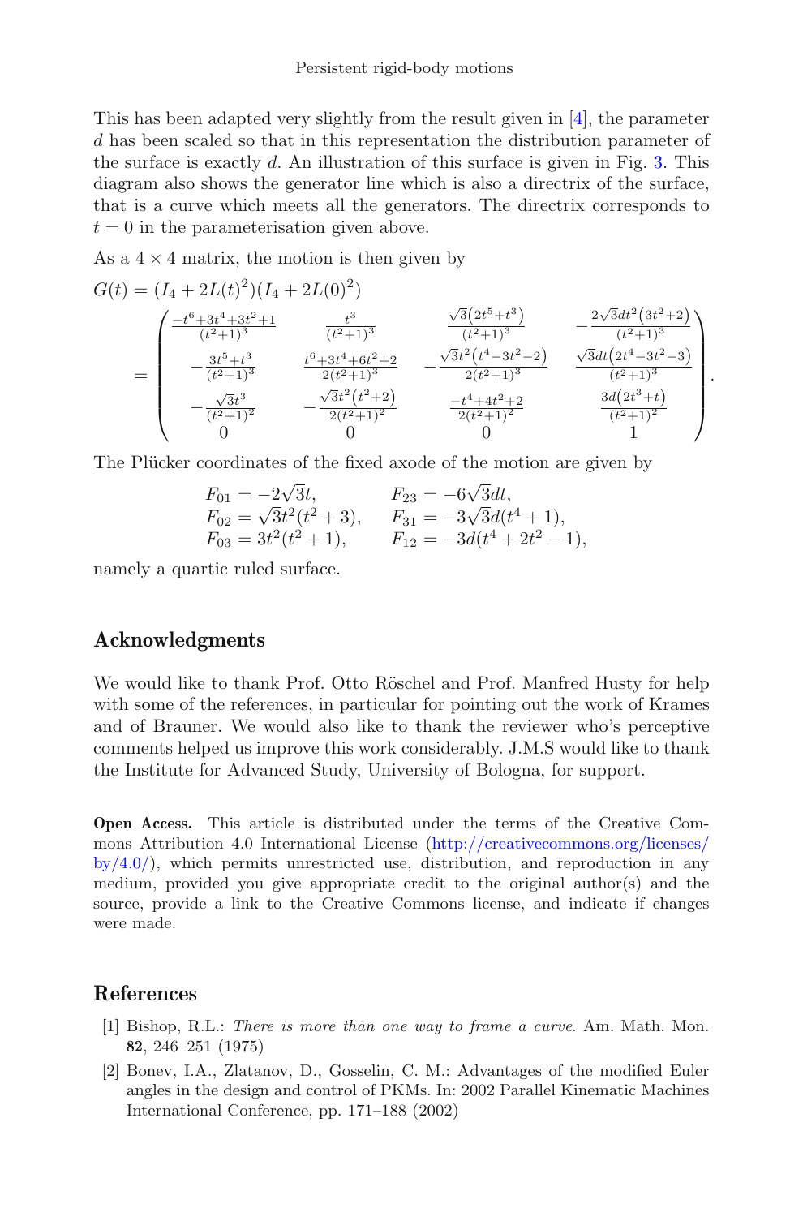This has been adapted very slightly from the result given in [4], the parameter $d$ has been scaled so that in this representation the distribution parameter of the surface is exactly $d$. An illustration of this surface is given in Fig. 3. This diagram also shows the generator line which is also a directrix of the surface, that is a curve which meets all the generators. The directrix corresponds to $t = 0$ in the parameterisation given above.

As a $4 \times 4$ matrix, the motion is then given by

$$
G(t) = (I_4 + 2L(t)^2)(I_4 + 2L(0)^2)
$$

$$
= \begin{pmatrix} \frac{-t^6+3t^4+3t^2+1}{(t^2+1)^3} & \frac{t^3}{(t^2+1)^3} & \frac{\sqrt{3}\left(2t^5+t^3\right)}{(t^2+1)^3} & -\frac{2\sqrt{3}dt^2\left(3t^2+2\right)}{(t^2+1)^3} \\ -\frac{3t^5+t^3}{(t^2+1)^3} & \frac{t^6+3t^4+6t^2+2}{2(t^2+1)^3} & -\frac{\sqrt{3}t^2\left(t^4-3t^2-2\right)}{2(t^2+1)^3} & \frac{\sqrt{3}dt\left(2t^4-3t^2-3\right)}{(t^2+1)^3} \\ -\frac{\sqrt{3}t^3}{(t^2+1)^2} & -\frac{\sqrt{3}t^2\left(t^2+2\right)}{2(t^2+1)^2} & \frac{-t^4+4t^2+2}{2(t^2+1)^2} & \frac{3d\left(2t^3+t\right)}{(t^2+1)^2} \\ 0 & 0 & 0 & 1 \end{pmatrix}.
$$

The Plücker coordinates of the fixed axode of the motion are given by

$$
\begin{aligned}
F_{01} &= -2\sqrt{3}t, & F_{23} &= -6\sqrt{3}dt, \\
F_{02} &= \sqrt{3}t^2(t^2+3), & F_{31} &= -3\sqrt{3}d(t^4+1), \\
F_{03} &= 3t^2(t^2+1), & F_{12} &= -3d(t^4+2t^2-1),
\end{aligned}
$$

namely a quartic ruled surface.

## Acknowledgments

We would like to thank Prof. Otto Röschel and Prof. Manfred Husty for help with some of the references, in particular for pointing out the work of Krames and of Brauner. We would also like to thank the reviewer who's perceptive comments helped us improve this work considerably. J.M.S would like to thank the Institute for Advanced Study, University of Bologna, for support.

**Open Access.** This article is distributed under the terms of the Creative Commons Attribution 4.0 International License (http://creativecommons.org/licenses/by/4.0/), which permits unrestricted use, distribution, and reproduction in any medium, provided you give appropriate credit to the original author(s) and the source, provide a link to the Creative Commons license, and indicate if changes were made.

## References

[1] Bishop, R.L.: *There is more than one way to frame a curve*. Am. Math. Mon. **82**, 246–251 (1975)

[2] Bonev, I.A., Zlatanov, D., Gosselin, C. M.: Advantages of the modified Euler angles in the design and control of PKMs. In: 2002 Parallel Kinematic Machines International Conference, pp. 171–188 (2002)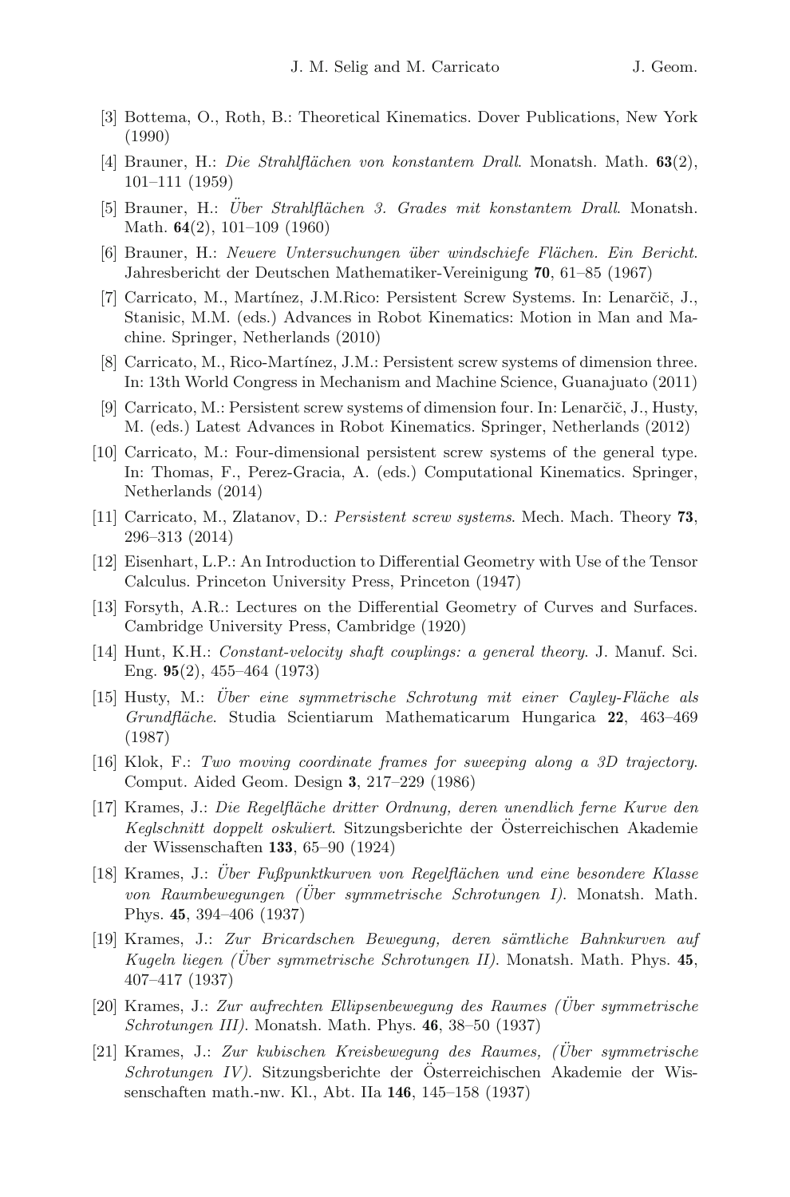[3] Bottema, O., Roth, B.: Theoretical Kinematics. Dover Publications, New York (1990)

[4] Brauner, H.: *Die Strahlflächen von konstantem Drall*. Monatsh. Math. **63**(2), 101–111 (1959)

[5] Brauner, H.: *Über Strahlflächen 3. Grades mit konstantem Drall*. Monatsh. Math. **64**(2), 101–109 (1960)

[6] Brauner, H.: *Neuere Untersuchungen über windschiefe Flächen. Ein Bericht*. Jahresbericht der Deutschen Mathematiker-Vereinigung **70**, 61–85 (1967)

[7] Carricato, M., Martínez, J.M.Rico: Persistent Screw Systems. In: Lenarčič, J., Stanisic, M.M. (eds.) Advances in Robot Kinematics: Motion in Man and Machine. Springer, Netherlands (2010)

[8] Carricato, M., Rico-Martínez, J.M.: Persistent screw systems of dimension three. In: 13th World Congress in Mechanism and Machine Science, Guanajuato (2011)

[9] Carricato, M.: Persistent screw systems of dimension four. In: Lenarčič, J., Husty, M. (eds.) Latest Advances in Robot Kinematics. Springer, Netherlands (2012)

[10] Carricato, M.: Four-dimensional persistent screw systems of the general type. In: Thomas, F., Perez-Gracia, A. (eds.) Computational Kinematics. Springer, Netherlands (2014)

[11] Carricato, M., Zlatanov, D.: *Persistent screw systems*. Mech. Mach. Theory **73**, 296–313 (2014)

[12] Eisenhart, L.P.: An Introduction to Differential Geometry with Use of the Tensor Calculus. Princeton University Press, Princeton (1947)

[13] Forsyth, A.R.: Lectures on the Differential Geometry of Curves and Surfaces. Cambridge University Press, Cambridge (1920)

[14] Hunt, K.H.: *Constant-velocity shaft couplings: a general theory*. J. Manuf. Sci. Eng. **95**(2), 455–464 (1973)

[15] Husty, M.: *Über eine symmetrische Schrotung mit einer Cayley-Fläche als Grundfläche*. Studia Scientiarum Mathematicarum Hungarica **22**, 463–469 (1987)

[16] Klok, F.: *Two moving coordinate frames for sweeping along a 3D trajectory*. Comput. Aided Geom. Design **3**, 217–229 (1986)

[17] Krames, J.: *Die Regelfläche dritter Ordnung, deren unendlich ferne Kurve den Keglschnitt doppelt oskuliert*. Sitzungsberichte der Österreichischen Akademie der Wissenschaften **133**, 65–90 (1924)

[18] Krames, J.: *Über Fußpunktkurven von Regelflächen und eine besondere Klasse von Raumbewegungen (Über symmetrische Schrotungen I)*. Monatsh. Math. Phys. **45**, 394–406 (1937)

[19] Krames, J.: *Zur Bricardschen Bewegung, deren sämtliche Bahnkurven auf Kugeln liegen (Über symmetrische Schrotungen II)*. Monatsh. Math. Phys. **45**, 407–417 (1937)

[20] Krames, J.: *Zur aufrechten Ellipsenbewegung des Raumes (Über symmetrische Schrotungen III)*. Monatsh. Math. Phys. **46**, 38–50 (1937)

[21] Krames, J.: *Zur kubischen Kreisbewegung des Raumes, (Über symmetrische Schrotungen IV)*. Sitzungsberichte der Österreichischen Akademie der Wissenschaften math.-nw. Kl., Abt. IIa **146**, 145–158 (1937)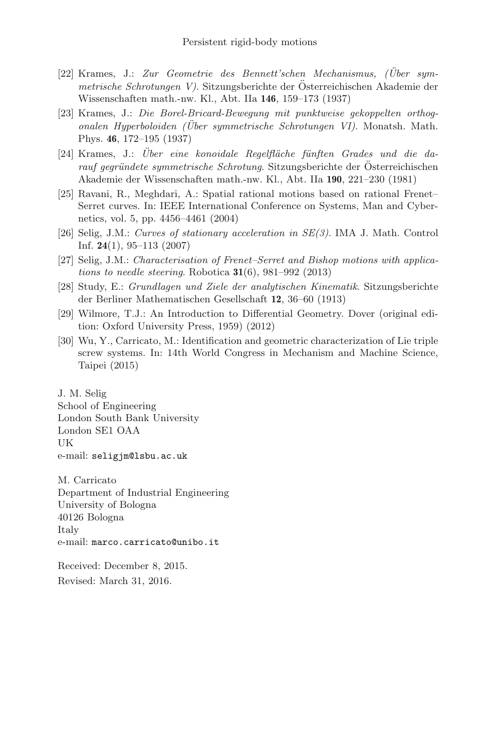[22] Krames, J.: *Zur Geometrie des Bennett'schen Mechanismus, (Über symmetrische Schrotungen V)*. Sitzungsberichte der Österreichischen Akademie der Wissenschaften math.-nw. Kl., Abt. IIa **146**, 159–173 (1937)

[23] Krames, J.: *Die Borel-Bricard-Bewegung mit punktweise gekoppelten orthogonalen Hyperboloiden (Über symmetrische Schrotungen VI)*. Monatsh. Math. Phys. **46**, 172–195 (1937)

[24] Krames, J.: *Über eine konoidale Regelfläche fünften Grades und die darauf gegründete symmetrische Schrotung*. Sitzungsberichte der Österreichischen Akademie der Wissenschaften math.-nw. Kl., Abt. IIa **190**, 221–230 (1981)

[25] Ravani, R., Meghdari, A.: Spatial rational motions based on rational Frenet–Serret curves. In: IEEE International Conference on Systems, Man and Cybernetics, vol. 5, pp. 4456–4461 (2004)

[26] Selig, J.M.: *Curves of stationary acceleration in SE(3)*. IMA J. Math. Control Inf. **24**(1), 95–113 (2007)

[27] Selig, J.M.: *Characterisation of Frenet–Serret and Bishop motions with applications to needle steering*. Robotica **31**(6), 981–992 (2013)

[28] Study, E.: *Grundlagen und Ziele der analytischen Kinematik*. Sitzungsberichte der Berliner Mathematischen Gesellschaft **12**, 36–60 (1913)

[29] Wilmore, T.J.: An Introduction to Differential Geometry. Dover (original edition: Oxford University Press, 1959) (2012)

[30] Wu, Y., Carricato, M.: Identification and geometric characterization of Lie triple screw systems. In: 14th World Congress in Mechanism and Machine Science, Taipei (2015)

J. M. Selig
School of Engineering
London South Bank University
London SE1 OAA
UK
e-mail: seligjm@lsbu.ac.uk

M. Carricato
Department of Industrial Engineering
University of Bologna
40126 Bologna
Italy
e-mail: marco.carricato@unibo.it

Received: December 8, 2015.

Revised: March 31, 2016.